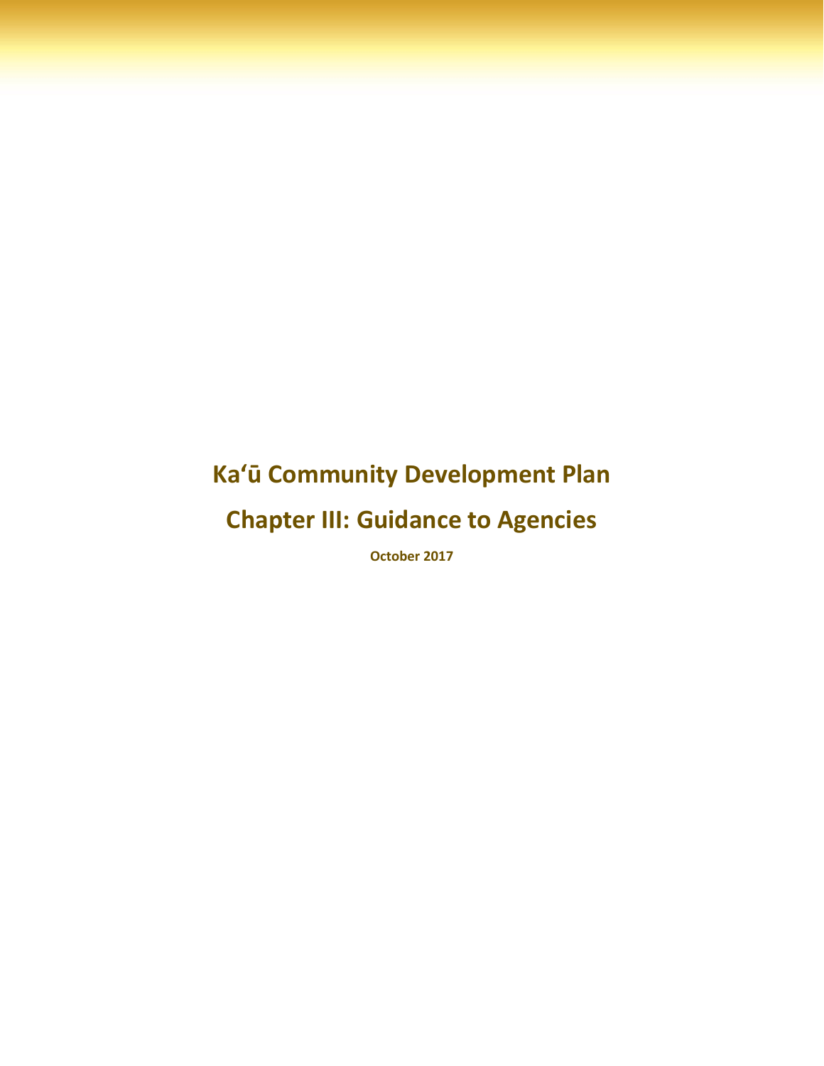# Kaʻū Community Development Plan

# Chapter III: Guidance to Agencies

**October 2017**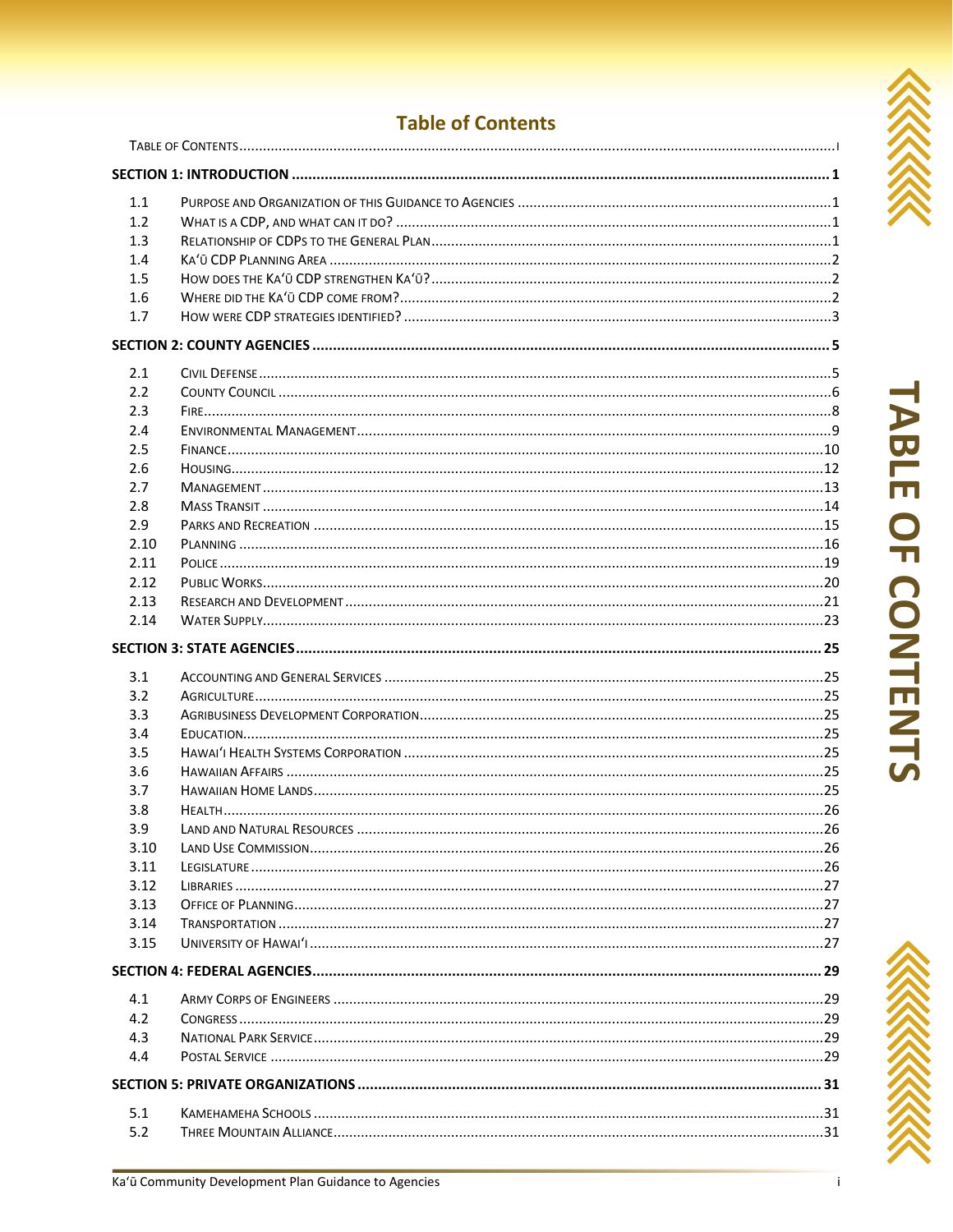# Table of Contents

TABLE OF CONTENTS ..... i

**SECTION 1: INTRODUCTION ..... 1**

| | | |
|---|---|---|
| 1.1 | Purpose and Organization of this Guidance to Agencies | 1 |
| 1.2 | What is a CDP, and what can it do? | 1 |
| 1.3 | Relationship of CDPs to the General Plan | 1 |
| 1.4 | Kaʻū CDP Planning Area | 2 |
| 1.5 | How does the Kaʻū CDP strengthen Kaʻū? | 2 |
| 1.6 | Where did the Kaʻū CDP come from? | 2 |
| 1.7 | How were CDP strategies identified? | 3 |

**SECTION 2: COUNTY AGENCIES ..... 5**

| | | |
|---|---|---|
| 2.1 | Civil Defense | 5 |
| 2.2 | County Council | 6 |
| 2.3 | Fire | 8 |
| 2.4 | Environmental Management | 9 |
| 2.5 | Finance | 10 |
| 2.6 | Housing | 12 |
| 2.7 | Management | 13 |
| 2.8 | Mass Transit | 14 |
| 2.9 | Parks and Recreation | 15 |
| 2.10 | Planning | 16 |
| 2.11 | Police | 19 |
| 2.12 | Public Works | 20 |
| 2.13 | Research and Development | 21 |
| 2.14 | Water Supply | 23 |

**SECTION 3: STATE AGENCIES ..... 25**

| | | |
|---|---|---|
| 3.1 | Accounting and General Services | 25 |
| 3.2 | Agriculture | 25 |
| 3.3 | Agribusiness Development Corporation | 25 |
| 3.4 | Education | 25 |
| 3.5 | Hawaiʻi Health Systems Corporation | 25 |
| 3.6 | Hawaiian Affairs | 25 |
| 3.7 | Hawaiian Home Lands | 25 |
| 3.8 | Health | 26 |
| 3.9 | Land and Natural Resources | 26 |
| 3.10 | Land Use Commission | 26 |
| 3.11 | Legislature | 26 |
| 3.12 | Libraries | 27 |
| 3.13 | Office of Planning | 27 |
| 3.14 | Transportation | 27 |
| 3.15 | University of Hawaiʻi | 27 |

**SECTION 4: FEDERAL AGENCIES ..... 29**

| | | |
|---|---|---|
| 4.1 | Army Corps of Engineers | 29 |
| 4.2 | Congress | 29 |
| 4.3 | National Park Service | 29 |
| 4.4 | Postal Service | 29 |

**SECTION 5: PRIVATE ORGANIZATIONS ..... 31**

| | | |
|---|---|---|
| 5.1 | Kamehameha Schools | 31 |
| 5.2 | Three Mountain Alliance | 31 |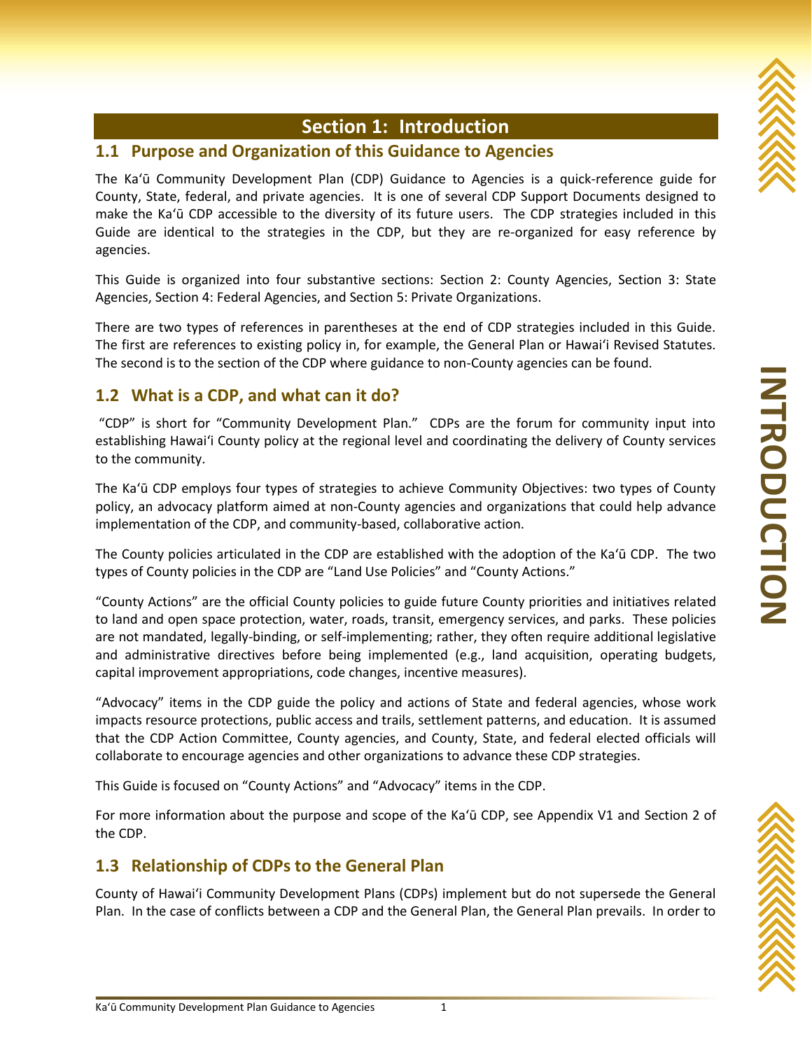# Section 1: Introduction

## 1.1 Purpose and Organization of this Guidance to Agencies

The Kaʻū Community Development Plan (CDP) Guidance to Agencies is a quick-reference guide for County, State, federal, and private agencies. It is one of several CDP Support Documents designed to make the Kaʻū CDP accessible to the diversity of its future users. The CDP strategies included in this Guide are identical to the strategies in the CDP, but they are re-organized for easy reference by agencies.

This Guide is organized into four substantive sections: Section 2: County Agencies, Section 3: State Agencies, Section 4: Federal Agencies, and Section 5: Private Organizations.

There are two types of references in parentheses at the end of CDP strategies included in this Guide. The first are references to existing policy in, for example, the General Plan or Hawaiʻi Revised Statutes. The second is to the section of the CDP where guidance to non-County agencies can be found.

## 1.2 What is a CDP, and what can it do?

"CDP" is short for "Community Development Plan." CDPs are the forum for community input into establishing Hawaiʻi County policy at the regional level and coordinating the delivery of County services to the community.

The Kaʻū CDP employs four types of strategies to achieve Community Objectives: two types of County policy, an advocacy platform aimed at non-County agencies and organizations that could help advance implementation of the CDP, and community-based, collaborative action.

The County policies articulated in the CDP are established with the adoption of the Kaʻū CDP. The two types of County policies in the CDP are "Land Use Policies" and "County Actions."

"County Actions" are the official County policies to guide future County priorities and initiatives related to land and open space protection, water, roads, transit, emergency services, and parks. These policies are not mandated, legally-binding, or self-implementing; rather, they often require additional legislative and administrative directives before being implemented (e.g., land acquisition, operating budgets, capital improvement appropriations, code changes, incentive measures).

"Advocacy" items in the CDP guide the policy and actions of State and federal agencies, whose work impacts resource protections, public access and trails, settlement patterns, and education. It is assumed that the CDP Action Committee, County agencies, and County, State, and federal elected officials will collaborate to encourage agencies and other organizations to advance these CDP strategies.

This Guide is focused on "County Actions" and "Advocacy" items in the CDP.

For more information about the purpose and scope of the Kaʻū CDP, see Appendix V1 and Section 2 of the CDP.

## 1.3 Relationship of CDPs to the General Plan

County of Hawaiʻi Community Development Plans (CDPs) implement but do not supersede the General Plan. In the case of conflicts between a CDP and the General Plan, the General Plan prevails. In order to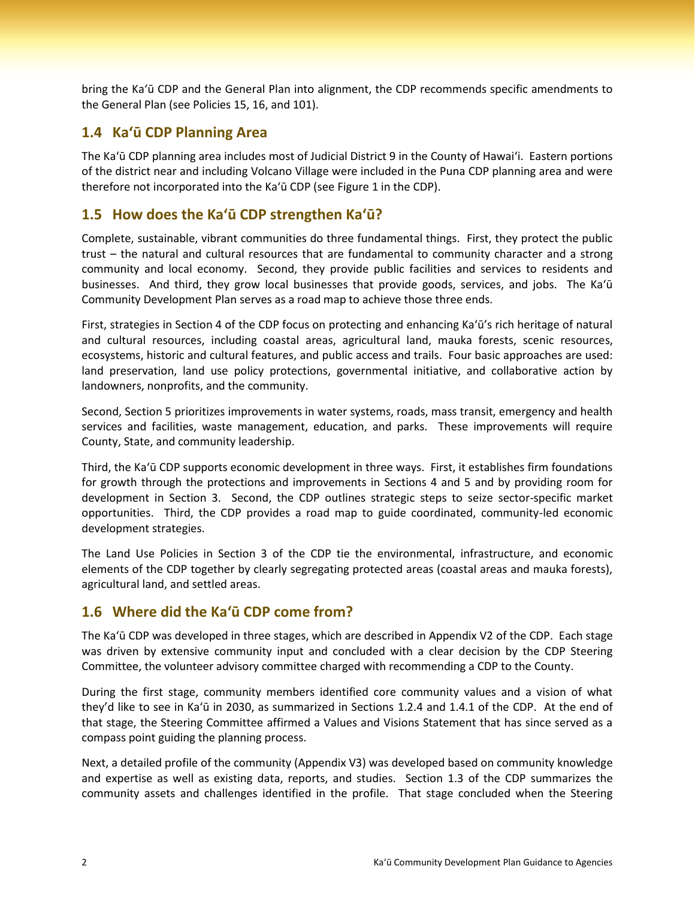bring the Kaʻū CDP and the General Plan into alignment, the CDP recommends specific amendments to the General Plan (see Policies 15, 16, and 101).

## 1.4 Kaʻū CDP Planning Area

The Kaʻū CDP planning area includes most of Judicial District 9 in the County of Hawaiʻi. Eastern portions of the district near and including Volcano Village were included in the Puna CDP planning area and were therefore not incorporated into the Kaʻū CDP (see Figure 1 in the CDP).

## 1.5 How does the Kaʻū CDP strengthen Kaʻū?

Complete, sustainable, vibrant communities do three fundamental things. First, they protect the public trust – the natural and cultural resources that are fundamental to community character and a strong community and local economy. Second, they provide public facilities and services to residents and businesses. And third, they grow local businesses that provide goods, services, and jobs. The Kaʻū Community Development Plan serves as a road map to achieve those three ends.

First, strategies in Section 4 of the CDP focus on protecting and enhancing Kaʻū's rich heritage of natural and cultural resources, including coastal areas, agricultural land, mauka forests, scenic resources, ecosystems, historic and cultural features, and public access and trails. Four basic approaches are used: land preservation, land use policy protections, governmental initiative, and collaborative action by landowners, nonprofits, and the community.

Second, Section 5 prioritizes improvements in water systems, roads, mass transit, emergency and health services and facilities, waste management, education, and parks. These improvements will require County, State, and community leadership.

Third, the Kaʻū CDP supports economic development in three ways. First, it establishes firm foundations for growth through the protections and improvements in Sections 4 and 5 and by providing room for development in Section 3. Second, the CDP outlines strategic steps to seize sector-specific market opportunities. Third, the CDP provides a road map to guide coordinated, community-led economic development strategies.

The Land Use Policies in Section 3 of the CDP tie the environmental, infrastructure, and economic elements of the CDP together by clearly segregating protected areas (coastal areas and mauka forests), agricultural land, and settled areas.

## 1.6 Where did the Kaʻū CDP come from?

The Kaʻū CDP was developed in three stages, which are described in Appendix V2 of the CDP. Each stage was driven by extensive community input and concluded with a clear decision by the CDP Steering Committee, the volunteer advisory committee charged with recommending a CDP to the County.

During the first stage, community members identified core community values and a vision of what they'd like to see in Kaʻū in 2030, as summarized in Sections 1.2.4 and 1.4.1 of the CDP. At the end of that stage, the Steering Committee affirmed a Values and Visions Statement that has since served as a compass point guiding the planning process.

Next, a detailed profile of the community (Appendix V3) was developed based on community knowledge and expertise as well as existing data, reports, and studies. Section 1.3 of the CDP summarizes the community assets and challenges identified in the profile. That stage concluded when the Steering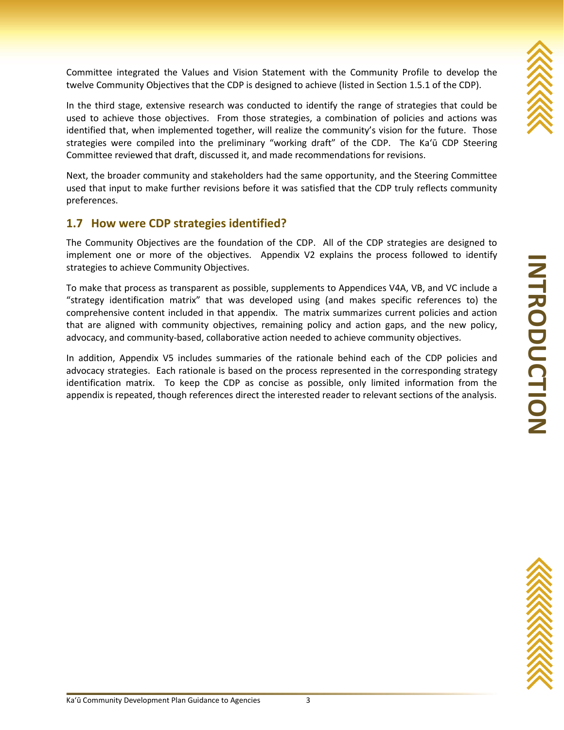Committee integrated the Values and Vision Statement with the Community Profile to develop the twelve Community Objectives that the CDP is designed to achieve (listed in Section 1.5.1 of the CDP).

In the third stage, extensive research was conducted to identify the range of strategies that could be used to achieve those objectives. From those strategies, a combination of policies and actions was identified that, when implemented together, will realize the community's vision for the future. Those strategies were compiled into the preliminary "working draft" of the CDP. The Kaʻū CDP Steering Committee reviewed that draft, discussed it, and made recommendations for revisions.

Next, the broader community and stakeholders had the same opportunity, and the Steering Committee used that input to make further revisions before it was satisfied that the CDP truly reflects community preferences.

## 1.7 How were CDP strategies identified?

The Community Objectives are the foundation of the CDP. All of the CDP strategies are designed to implement one or more of the objectives. Appendix V2 explains the process followed to identify strategies to achieve Community Objectives.

To make that process as transparent as possible, supplements to Appendices V4A, VB, and VC include a "strategy identification matrix" that was developed using (and makes specific references to) the comprehensive content included in that appendix. The matrix summarizes current policies and action that are aligned with community objectives, remaining policy and action gaps, and the new policy, advocacy, and community-based, collaborative action needed to achieve community objectives.

In addition, Appendix V5 includes summaries of the rationale behind each of the CDP policies and advocacy strategies. Each rationale is based on the process represented in the corresponding strategy identification matrix. To keep the CDP as concise as possible, only limited information from the appendix is repeated, though references direct the interested reader to relevant sections of the analysis.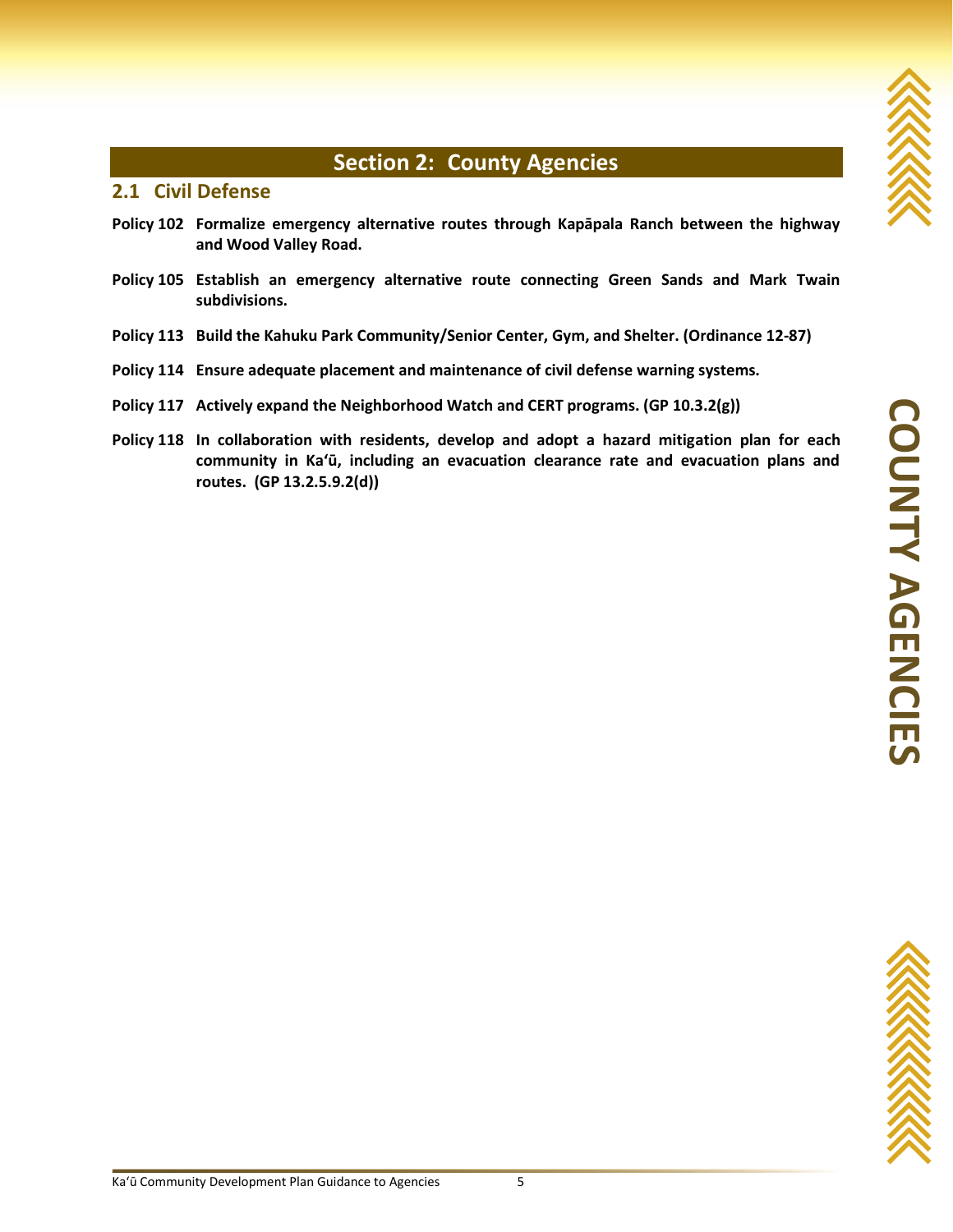# Section 2: County Agencies

## 2.1 Civil Defense

**Policy 102 Formalize emergency alternative routes through Kapāpala Ranch between the highway and Wood Valley Road.**

**Policy 105 Establish an emergency alternative route connecting Green Sands and Mark Twain subdivisions.**

**Policy 113 Build the Kahuku Park Community/Senior Center, Gym, and Shelter. (Ordinance 12-87)**

**Policy 114 Ensure adequate placement and maintenance of civil defense warning systems.**

**Policy 117 Actively expand the Neighborhood Watch and CERT programs. (GP 10.3.2(g))**

**Policy 118 In collaboration with residents, develop and adopt a hazard mitigation plan for each community in Ka'ū, including an evacuation clearance rate and evacuation plans and routes. (GP 13.2.5.9.2(d))**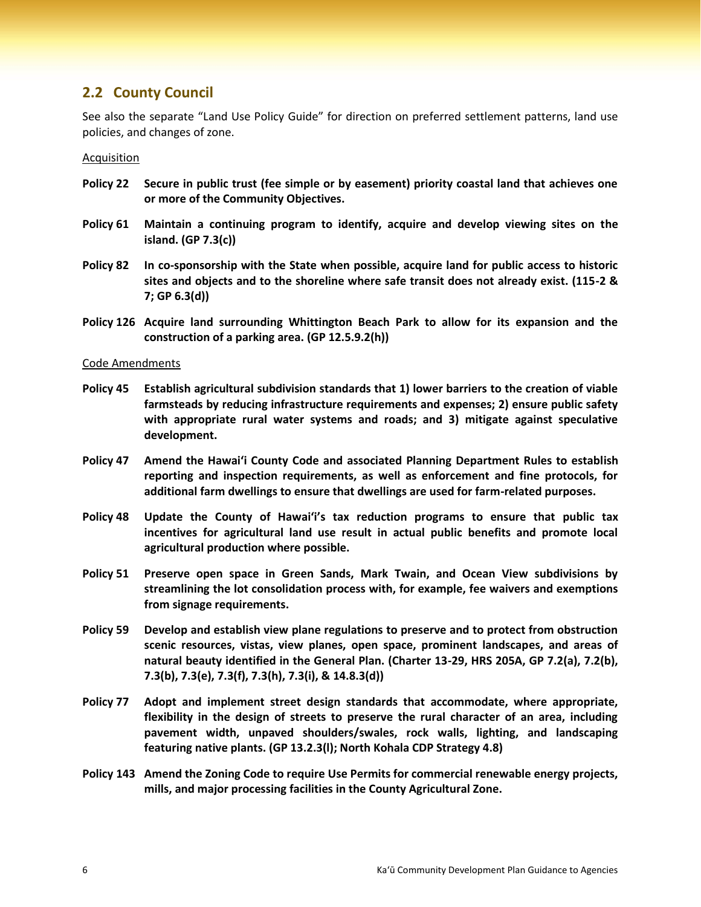## 2.2 County Council

See also the separate "Land Use Policy Guide" for direction on preferred settlement patterns, land use policies, and changes of zone.

Acquisition

**Policy 22** **Secure in public trust (fee simple or by easement) priority coastal land that achieves one or more of the Community Objectives.**

**Policy 61** **Maintain a continuing program to identify, acquire and develop viewing sites on the island. (GP 7.3(c))**

**Policy 82** **In co-sponsorship with the State when possible, acquire land for public access to historic sites and objects and to the shoreline where safe transit does not already exist. (115-2 & 7; GP 6.3(d))**

**Policy 126** **Acquire land surrounding Whittington Beach Park to allow for its expansion and the construction of a parking area. (GP 12.5.9.2(h))**

Code Amendments

**Policy 45** **Establish agricultural subdivision standards that 1) lower barriers to the creation of viable farmsteads by reducing infrastructure requirements and expenses; 2) ensure public safety with appropriate rural water systems and roads; and 3) mitigate against speculative development.**

**Policy 47** **Amend the Hawai'i County Code and associated Planning Department Rules to establish reporting and inspection requirements, as well as enforcement and fine protocols, for additional farm dwellings to ensure that dwellings are used for farm-related purposes.**

**Policy 48** **Update the County of Hawai'i's tax reduction programs to ensure that public tax incentives for agricultural land use result in actual public benefits and promote local agricultural production where possible.**

**Policy 51** **Preserve open space in Green Sands, Mark Twain, and Ocean View subdivisions by streamlining the lot consolidation process with, for example, fee waivers and exemptions from signage requirements.**

**Policy 59** **Develop and establish view plane regulations to preserve and to protect from obstruction scenic resources, vistas, view planes, open space, prominent landscapes, and areas of natural beauty identified in the General Plan. (Charter 13-29, HRS 205A, GP 7.2(a), 7.2(b), 7.3(b), 7.3(e), 7.3(f), 7.3(h), 7.3(i), & 14.8.3(d))**

**Policy 77** **Adopt and implement street design standards that accommodate, where appropriate, flexibility in the design of streets to preserve the rural character of an area, including pavement width, unpaved shoulders/swales, rock walls, lighting, and landscaping featuring native plants. (GP 13.2.3(l); North Kohala CDP Strategy 4.8)**

**Policy 143** **Amend the Zoning Code to require Use Permits for commercial renewable energy projects, mills, and major processing facilities in the County Agricultural Zone.**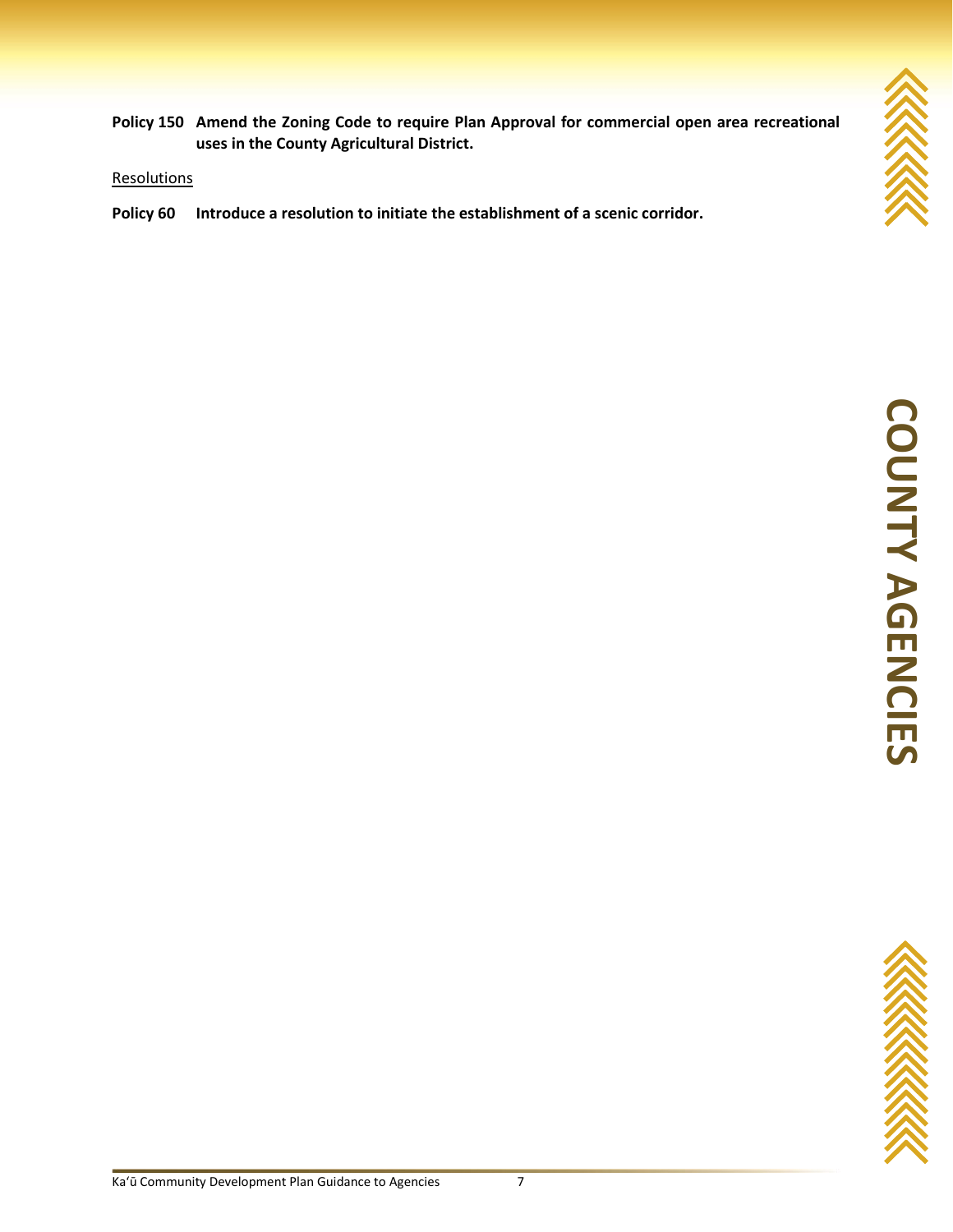**Policy 150 Amend the Zoning Code to require Plan Approval for commercial open area recreational uses in the County Agricultural District.**

<u>Resolutions</u>

**Policy 60 Introduce a resolution to initiate the establishment of a scenic corridor.**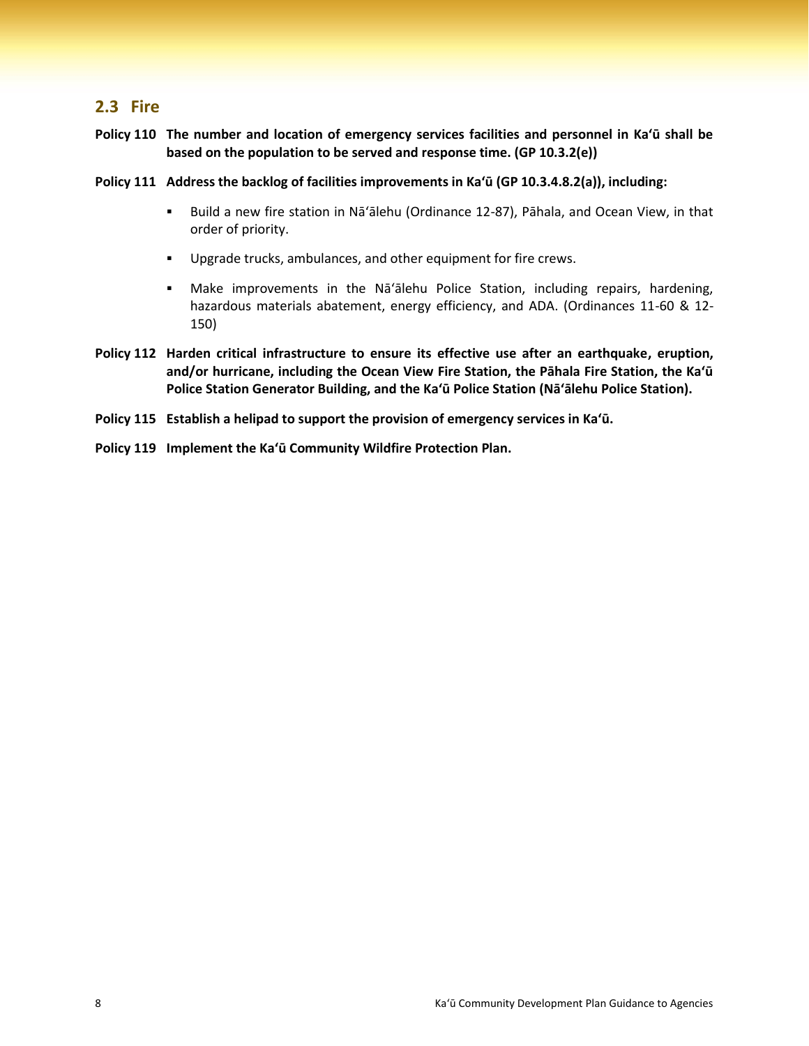## 2.3 Fire

**Policy 110 The number and location of emergency services facilities and personnel in Kaʻū shall be based on the population to be served and response time. (GP 10.3.2(e))**

**Policy 111 Address the backlog of facilities improvements in Kaʻū (GP 10.3.4.8.2(a)), including:**

- Build a new fire station in Nāʻālehu (Ordinance 12-87), Pāhala, and Ocean View, in that order of priority.
- Upgrade trucks, ambulances, and other equipment for fire crews.
- Make improvements in the Nāʻālehu Police Station, including repairs, hardening, hazardous materials abatement, energy efficiency, and ADA. (Ordinances 11-60 & 12-150)

**Policy 112 Harden critical infrastructure to ensure its effective use after an earthquake, eruption, and/or hurricane, including the Ocean View Fire Station, the Pāhala Fire Station, the Kaʻū Police Station Generator Building, and the Kaʻū Police Station (Nāʻālehu Police Station).**

**Policy 115 Establish a helipad to support the provision of emergency services in Kaʻū.**

**Policy 119 Implement the Kaʻū Community Wildfire Protection Plan.**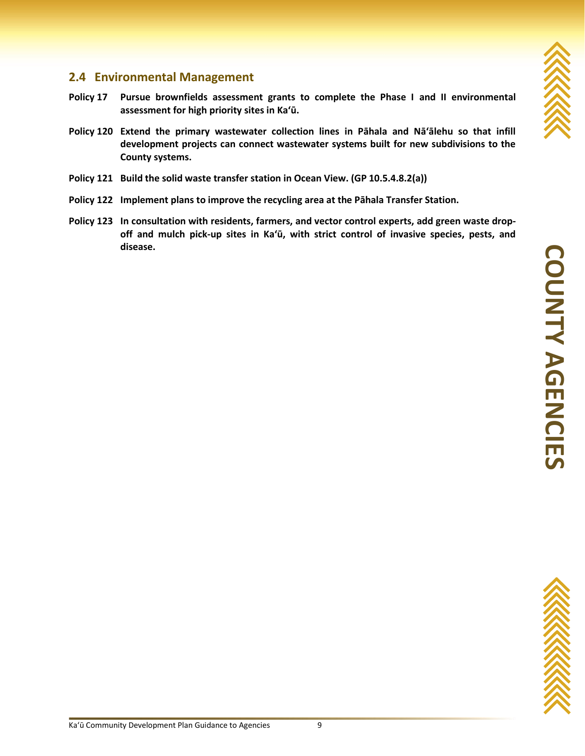## 2.4 Environmental Management

**Policy 17** **Pursue brownfields assessment grants to complete the Phase I and II environmental assessment for high priority sites in Kaʻū.**

**Policy 120** **Extend the primary wastewater collection lines in Pāhala and Nāʻālehu so that infill development projects can connect wastewater systems built for new subdivisions to the County systems.**

**Policy 121** **Build the solid waste transfer station in Ocean View. (GP 10.5.4.8.2(a))**

**Policy 122** **Implement plans to improve the recycling area at the Pāhala Transfer Station.**

**Policy 123** **In consultation with residents, farmers, and vector control experts, add green waste drop-off and mulch pick-up sites in Kaʻū, with strict control of invasive species, pests, and disease.**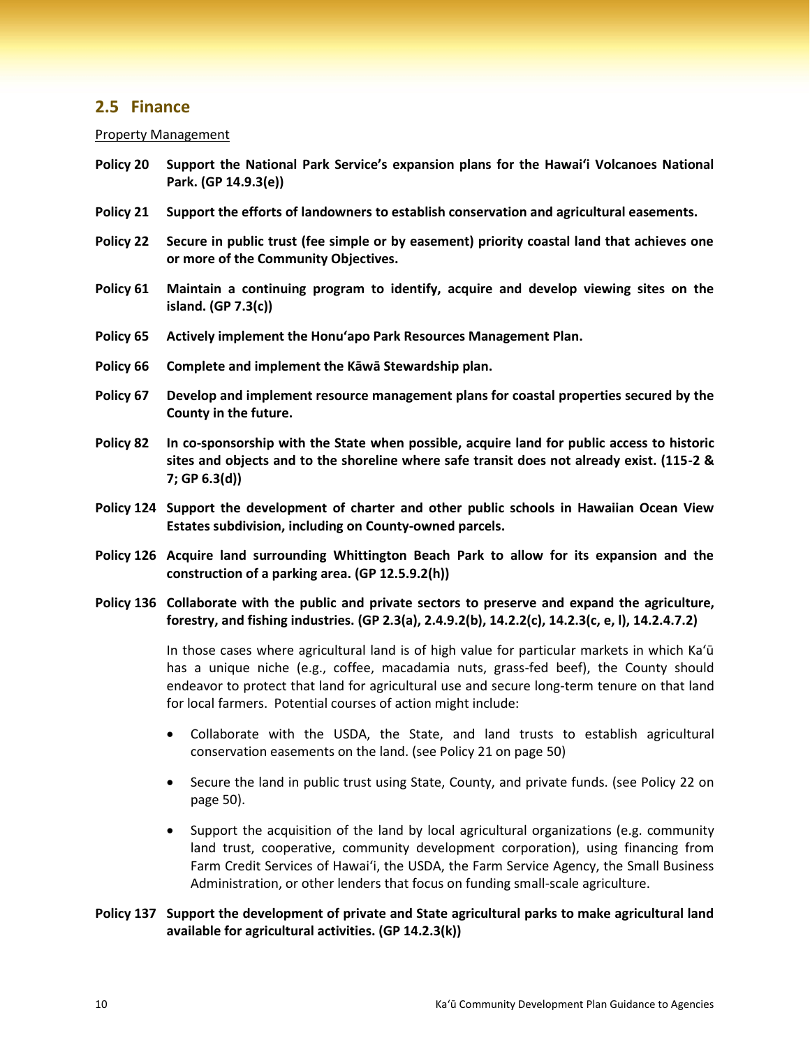## 2.5 Finance

Property Management

**Policy 20 Support the National Park Service's expansion plans for the Hawai'i Volcanoes National Park. (GP 14.9.3(e))**

**Policy 21 Support the efforts of landowners to establish conservation and agricultural easements.**

**Policy 22 Secure in public trust (fee simple or by easement) priority coastal land that achieves one or more of the Community Objectives.**

**Policy 61 Maintain a continuing program to identify, acquire and develop viewing sites on the island. (GP 7.3(c))**

**Policy 65 Actively implement the Honu'apo Park Resources Management Plan.**

**Policy 66 Complete and implement the Kāwā Stewardship plan.**

**Policy 67 Develop and implement resource management plans for coastal properties secured by the County in the future.**

**Policy 82 In co-sponsorship with the State when possible, acquire land for public access to historic sites and objects and to the shoreline where safe transit does not already exist. (115-2 & 7; GP 6.3(d))**

**Policy 124 Support the development of charter and other public schools in Hawaiian Ocean View Estates subdivision, including on County-owned parcels.**

**Policy 126 Acquire land surrounding Whittington Beach Park to allow for its expansion and the construction of a parking area. (GP 12.5.9.2(h))**

**Policy 136 Collaborate with the public and private sectors to preserve and expand the agriculture, forestry, and fishing industries. (GP 2.3(a), 2.4.9.2(b), 14.2.2(c), 14.2.3(c, e, l), 14.2.4.7.2)**

In those cases where agricultural land is of high value for particular markets in which Ka'ū has a unique niche (e.g., coffee, macadamia nuts, grass-fed beef), the County should endeavor to protect that land for agricultural use and secure long-term tenure on that land for local farmers. Potential courses of action might include:

- Collaborate with the USDA, the State, and land trusts to establish agricultural conservation easements on the land. (see Policy 21 on page 50)
- Secure the land in public trust using State, County, and private funds. (see Policy 22 on page 50).
- Support the acquisition of the land by local agricultural organizations (e.g. community land trust, cooperative, community development corporation), using financing from Farm Credit Services of Hawai'i, the USDA, the Farm Service Agency, the Small Business Administration, or other lenders that focus on funding small-scale agriculture.

**Policy 137 Support the development of private and State agricultural parks to make agricultural land available for agricultural activities. (GP 14.2.3(k))**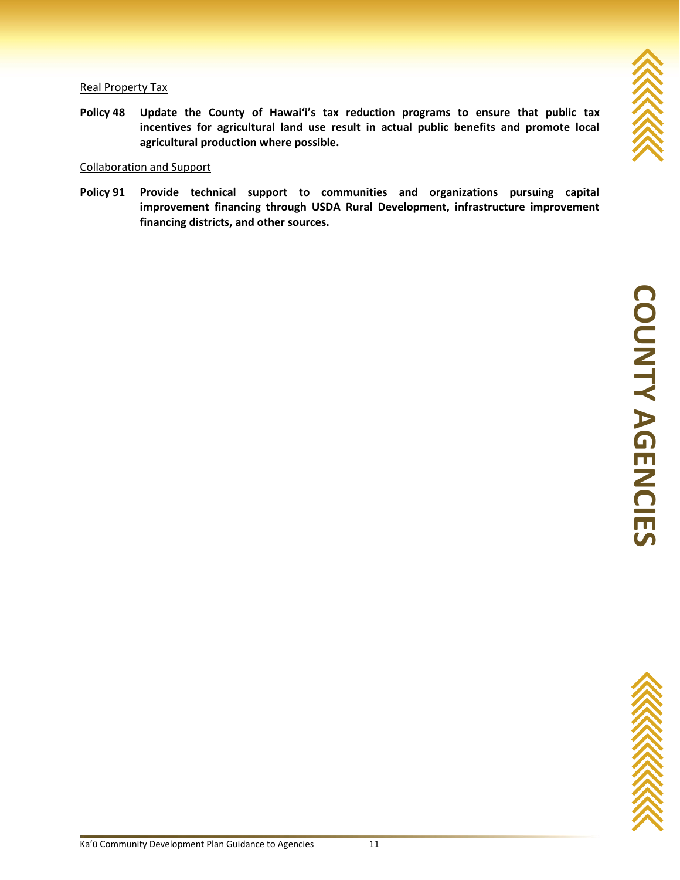Real Property Tax

**Policy 48 Update the County of Hawaiʻi's tax reduction programs to ensure that public tax incentives for agricultural land use result in actual public benefits and promote local agricultural production where possible.**

Collaboration and Support

**Policy 91 Provide technical support to communities and organizations pursuing capital improvement financing through USDA Rural Development, infrastructure improvement financing districts, and other sources.**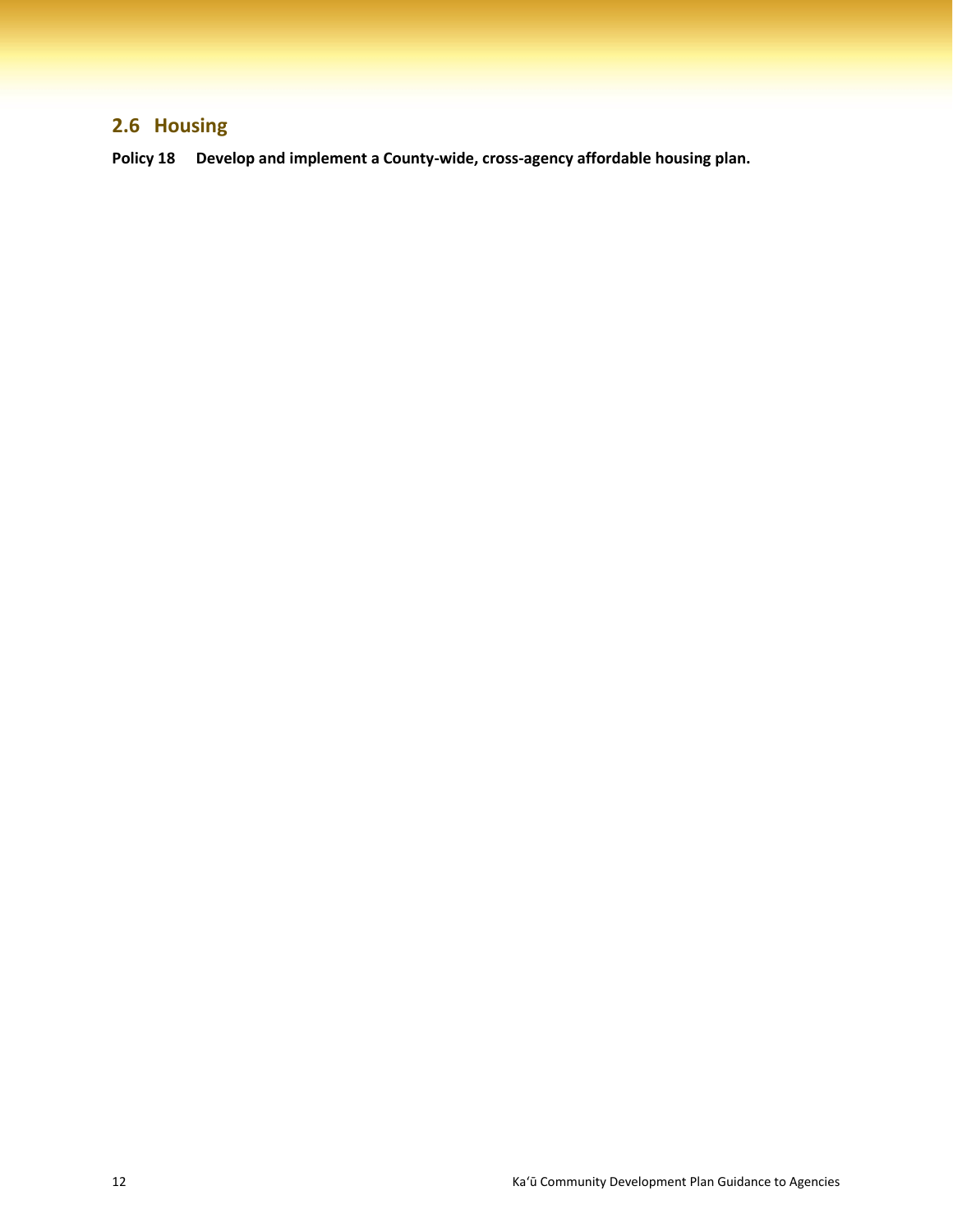## 2.6 Housing

**Policy 18 Develop and implement a County-wide, cross-agency affordable housing plan.**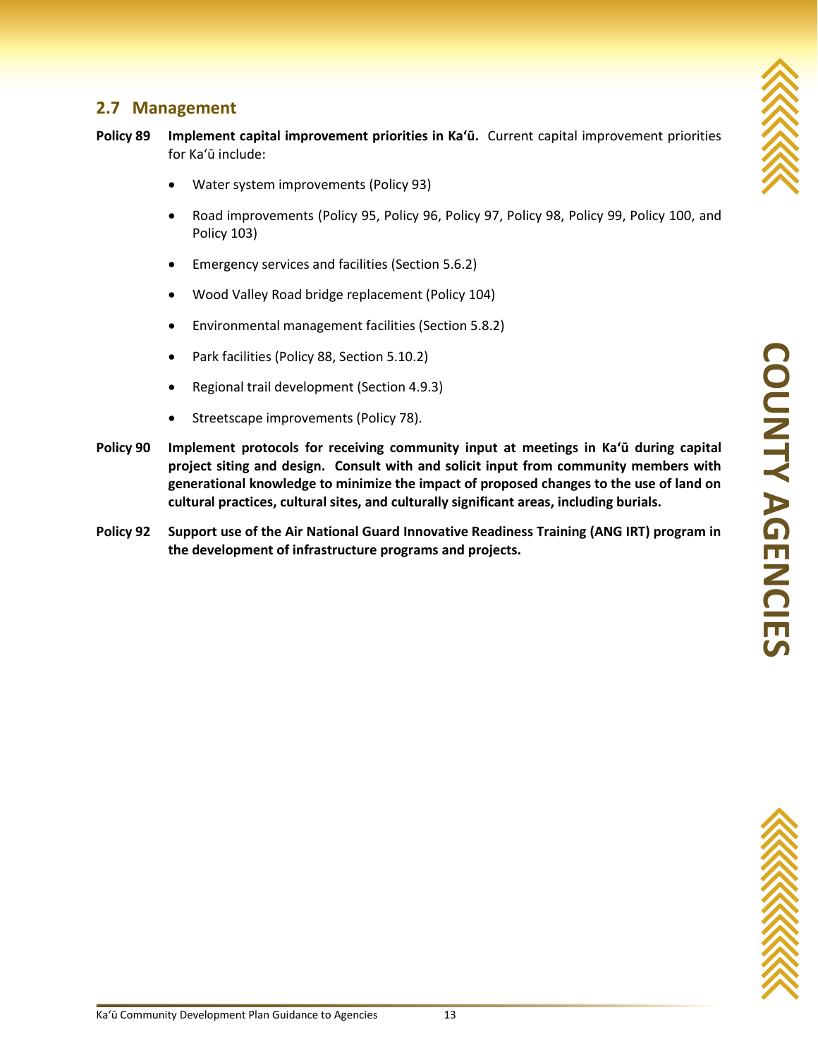## 2.7 Management

**Policy 89** **Implement capital improvement priorities in Kaʻū.** Current capital improvement priorities for Kaʻū include:

- Water system improvements (Policy 93)
- Road improvements (Policy 95, Policy 96, Policy 97, Policy 98, Policy 99, Policy 100, and Policy 103)
- Emergency services and facilities (Section 5.6.2)
- Wood Valley Road bridge replacement (Policy 104)
- Environmental management facilities (Section 5.8.2)
- Park facilities (Policy 88, Section 5.10.2)
- Regional trail development (Section 4.9.3)
- Streetscape improvements (Policy 78).

**Policy 90** **Implement protocols for receiving community input at meetings in Kaʻū during capital project siting and design. Consult with and solicit input from community members with generational knowledge to minimize the impact of proposed changes to the use of land on cultural practices, cultural sites, and culturally significant areas, including burials.**

**Policy 92** **Support use of the Air National Guard Innovative Readiness Training (ANG IRT) program in the development of infrastructure programs and projects.**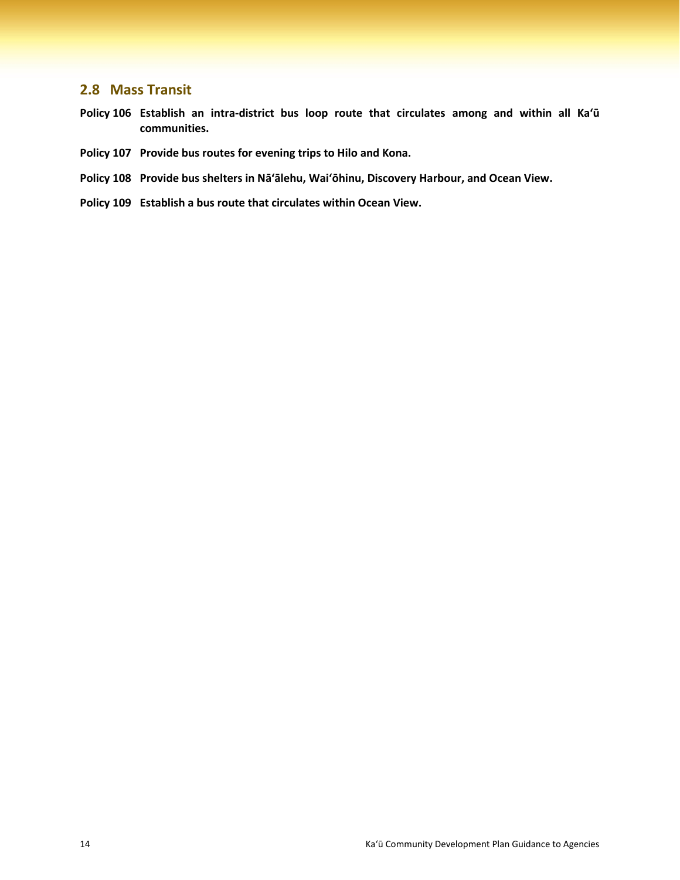## 2.8 Mass Transit

**Policy 106 Establish an intra-district bus loop route that circulates among and within all Kaʻū communities.**

**Policy 107 Provide bus routes for evening trips to Hilo and Kona.**

**Policy 108 Provide bus shelters in Nāʻālehu, Waiʻōhinu, Discovery Harbour, and Ocean View.**

**Policy 109 Establish a bus route that circulates within Ocean View.**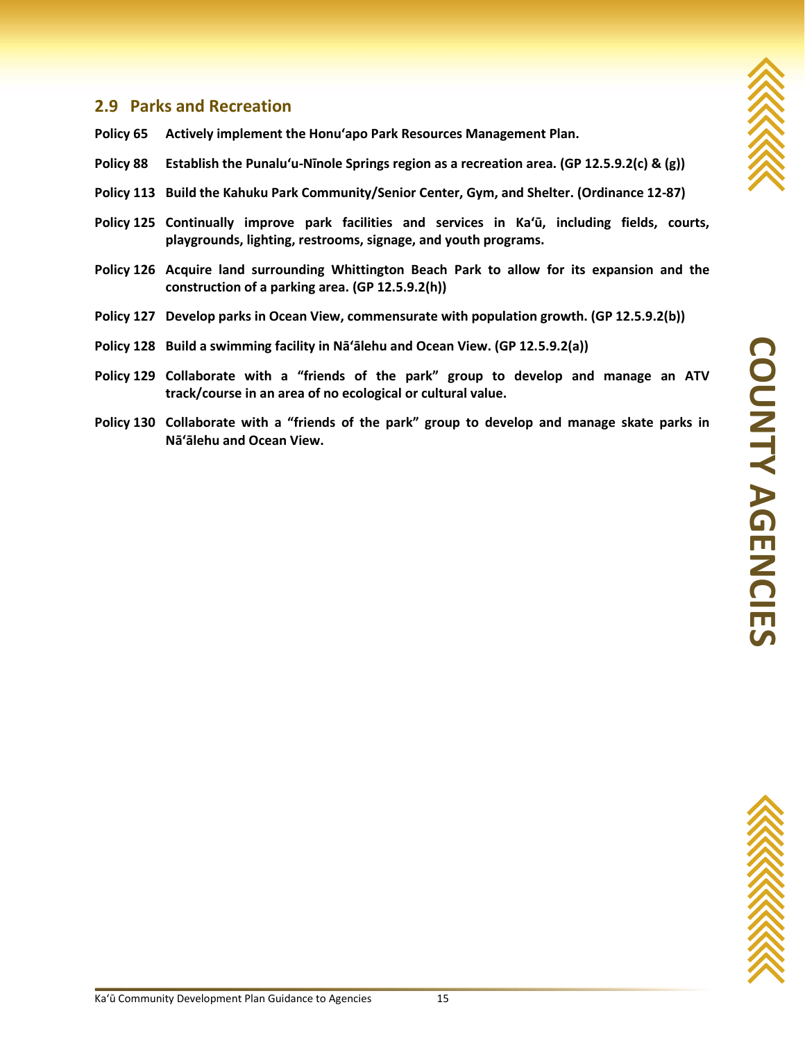## 2.9 Parks and Recreation

**Policy 65** **Actively implement the Honuʻapo Park Resources Management Plan.**

**Policy 88** **Establish the Punaluʻu-Nīnole Springs region as a recreation area. (GP 12.5.9.2(c) & (g))**

**Policy 113** **Build the Kahuku Park Community/Senior Center, Gym, and Shelter. (Ordinance 12-87)**

**Policy 125** **Continually improve park facilities and services in Kaʻū, including fields, courts, playgrounds, lighting, restrooms, signage, and youth programs.**

**Policy 126** **Acquire land surrounding Whittington Beach Park to allow for its expansion and the construction of a parking area. (GP 12.5.9.2(h))**

**Policy 127** **Develop parks in Ocean View, commensurate with population growth. (GP 12.5.9.2(b))**

**Policy 128** **Build a swimming facility in Nāʻālehu and Ocean View. (GP 12.5.9.2(a))**

**Policy 129** **Collaborate with a "friends of the park" group to develop and manage an ATV track/course in an area of no ecological or cultural value.**

**Policy 130** **Collaborate with a "friends of the park" group to develop and manage skate parks in Nāʻālehu and Ocean View.**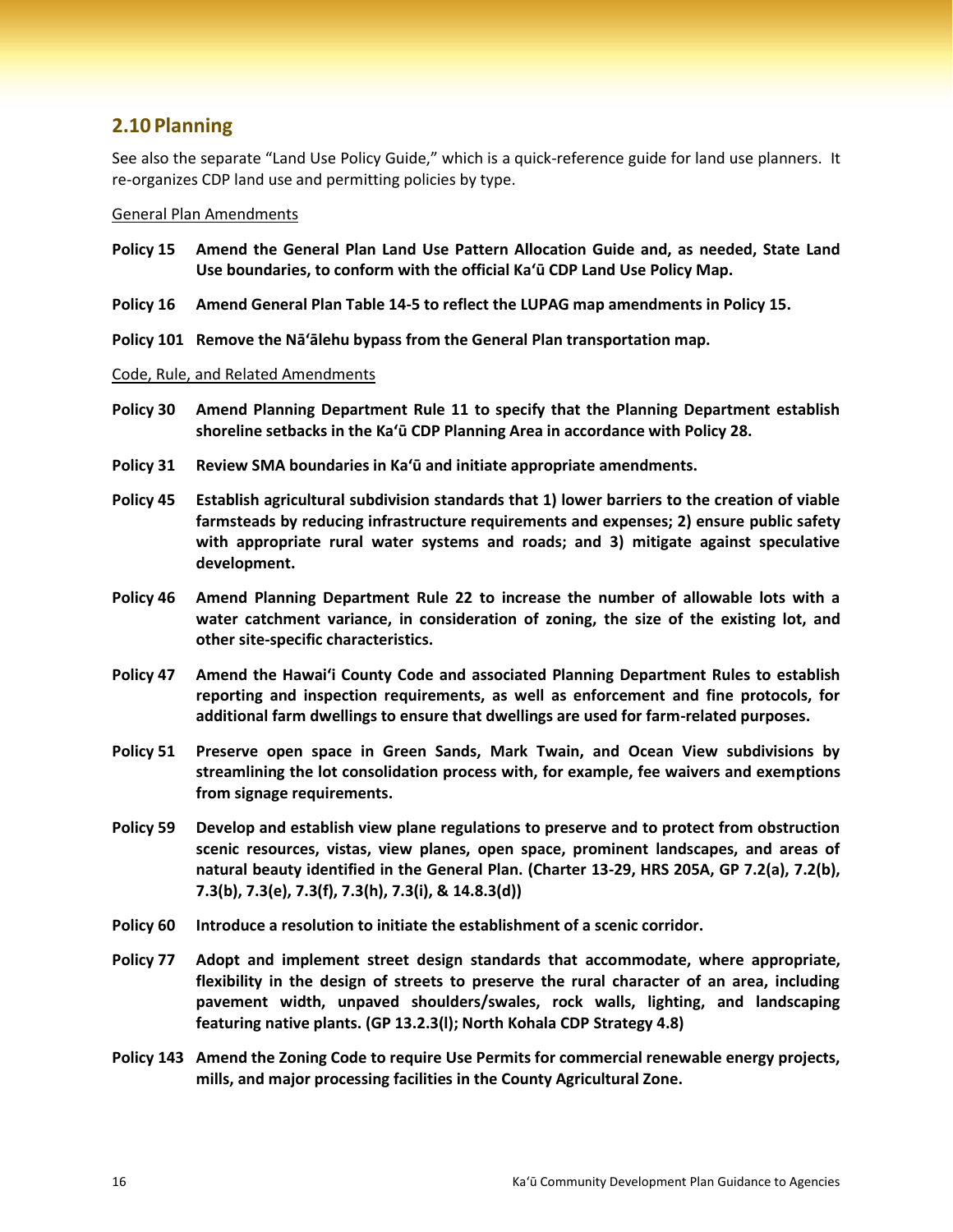## 2.10 Planning

See also the separate "Land Use Policy Guide," which is a quick-reference guide for land use planners. It re-organizes CDP land use and permitting policies by type.

General Plan Amendments

**Policy 15 Amend the General Plan Land Use Pattern Allocation Guide and, as needed, State Land Use boundaries, to conform with the official Kaʻū CDP Land Use Policy Map.**

**Policy 16 Amend General Plan Table 14-5 to reflect the LUPAG map amendments in Policy 15.**

**Policy 101 Remove the Nāʻālehu bypass from the General Plan transportation map.**

Code, Rule, and Related Amendments

**Policy 30 Amend Planning Department Rule 11 to specify that the Planning Department establish shoreline setbacks in the Kaʻū CDP Planning Area in accordance with Policy 28.**

**Policy 31 Review SMA boundaries in Kaʻū and initiate appropriate amendments.**

**Policy 45 Establish agricultural subdivision standards that 1) lower barriers to the creation of viable farmsteads by reducing infrastructure requirements and expenses; 2) ensure public safety with appropriate rural water systems and roads; and 3) mitigate against speculative development.**

**Policy 46 Amend Planning Department Rule 22 to increase the number of allowable lots with a water catchment variance, in consideration of zoning, the size of the existing lot, and other site-specific characteristics.**

**Policy 47 Amend the Hawaiʻi County Code and associated Planning Department Rules to establish reporting and inspection requirements, as well as enforcement and fine protocols, for additional farm dwellings to ensure that dwellings are used for farm-related purposes.**

**Policy 51 Preserve open space in Green Sands, Mark Twain, and Ocean View subdivisions by streamlining the lot consolidation process with, for example, fee waivers and exemptions from signage requirements.**

**Policy 59 Develop and establish view plane regulations to preserve and to protect from obstruction scenic resources, vistas, view planes, open space, prominent landscapes, and areas of natural beauty identified in the General Plan. (Charter 13-29, HRS 205A, GP 7.2(a), 7.2(b), 7.3(b), 7.3(e), 7.3(f), 7.3(h), 7.3(i), & 14.8.3(d))**

**Policy 60 Introduce a resolution to initiate the establishment of a scenic corridor.**

**Policy 77 Adopt and implement street design standards that accommodate, where appropriate, flexibility in the design of streets to preserve the rural character of an area, including pavement width, unpaved shoulders/swales, rock walls, lighting, and landscaping featuring native plants. (GP 13.2.3(l); North Kohala CDP Strategy 4.8)**

**Policy 143 Amend the Zoning Code to require Use Permits for commercial renewable energy projects, mills, and major processing facilities in the County Agricultural Zone.**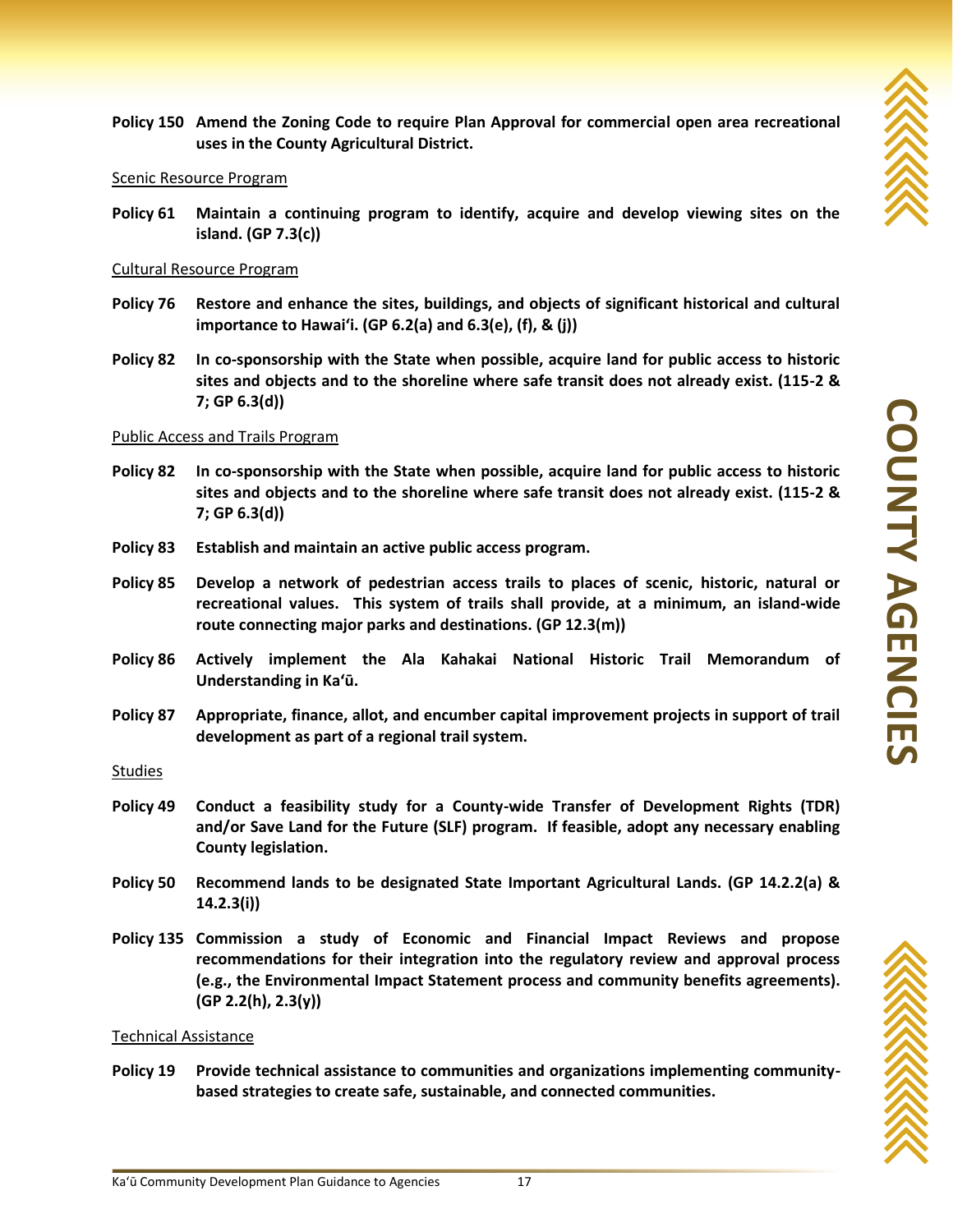**Policy 150 Amend the Zoning Code to require Plan Approval for commercial open area recreational uses in the County Agricultural District.**

Scenic Resource Program

**Policy 61 Maintain a continuing program to identify, acquire and develop viewing sites on the island. (GP 7.3(c))**

Cultural Resource Program

**Policy 76 Restore and enhance the sites, buildings, and objects of significant historical and cultural importance to Hawai'i. (GP 6.2(a) and 6.3(e), (f), & (j))**

**Policy 82 In co-sponsorship with the State when possible, acquire land for public access to historic sites and objects and to the shoreline where safe transit does not already exist. (115-2 & 7; GP 6.3(d))**

Public Access and Trails Program

**Policy 82 In co-sponsorship with the State when possible, acquire land for public access to historic sites and objects and to the shoreline where safe transit does not already exist. (115-2 & 7; GP 6.3(d))**

**Policy 83 Establish and maintain an active public access program.**

**Policy 85 Develop a network of pedestrian access trails to places of scenic, historic, natural or recreational values. This system of trails shall provide, at a minimum, an island-wide route connecting major parks and destinations. (GP 12.3(m))**

**Policy 86 Actively implement the Ala Kahakai National Historic Trail Memorandum of Understanding in Ka'ū.**

**Policy 87 Appropriate, finance, allot, and encumber capital improvement projects in support of trail development as part of a regional trail system.**

Studies

**Policy 49 Conduct a feasibility study for a County-wide Transfer of Development Rights (TDR) and/or Save Land for the Future (SLF) program. If feasible, adopt any necessary enabling County legislation.**

**Policy 50 Recommend lands to be designated State Important Agricultural Lands. (GP 14.2.2(a) & 14.2.3(i))**

**Policy 135 Commission a study of Economic and Financial Impact Reviews and propose recommendations for their integration into the regulatory review and approval process (e.g., the Environmental Impact Statement process and community benefits agreements). (GP 2.2(h), 2.3(y))**

Technical Assistance

**Policy 19 Provide technical assistance to communities and organizations implementing community-based strategies to create safe, sustainable, and connected communities.**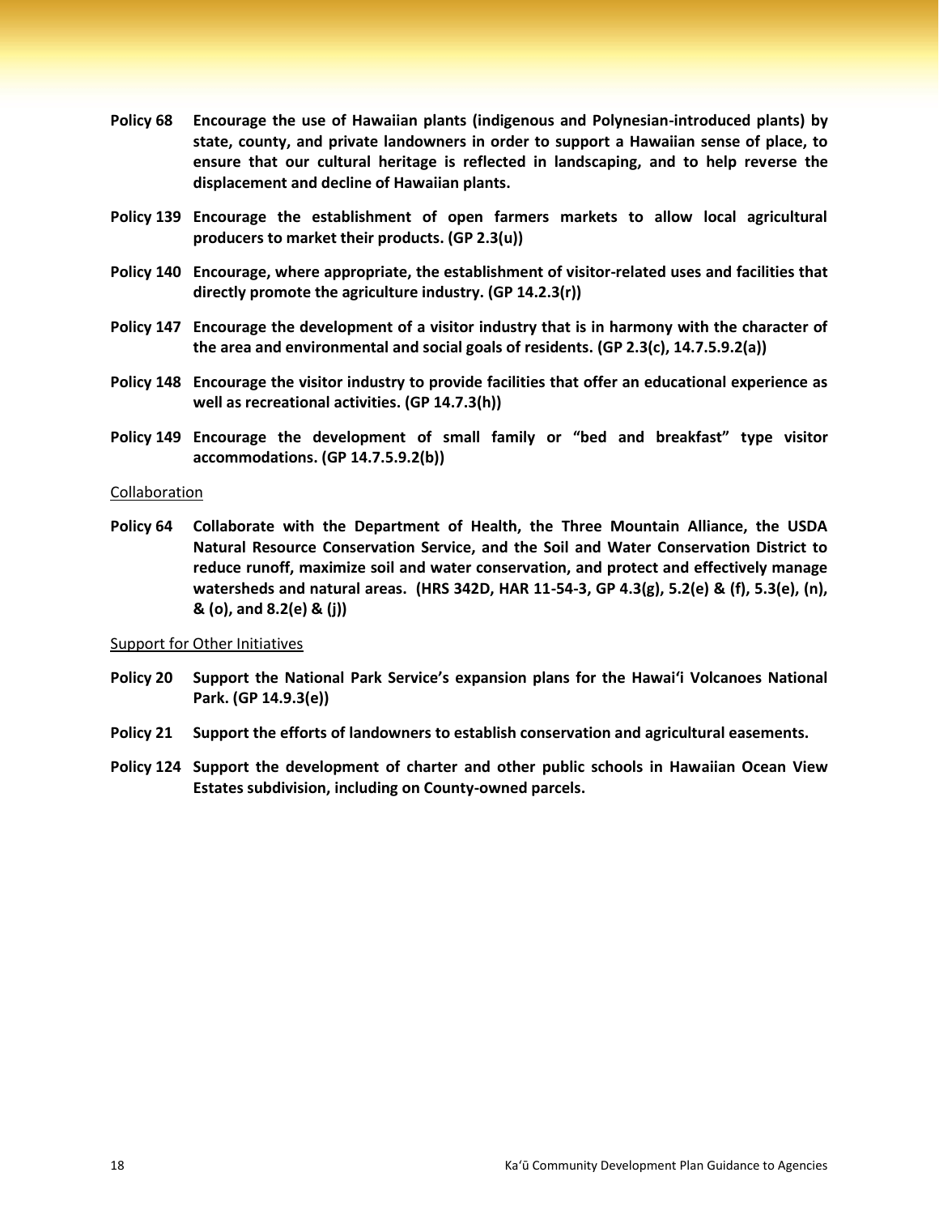**Policy 68 Encourage the use of Hawaiian plants (indigenous and Polynesian-introduced plants) by state, county, and private landowners in order to support a Hawaiian sense of place, to ensure that our cultural heritage is reflected in landscaping, and to help reverse the displacement and decline of Hawaiian plants.**

**Policy 139 Encourage the establishment of open farmers markets to allow local agricultural producers to market their products. (GP 2.3(u))**

**Policy 140 Encourage, where appropriate, the establishment of visitor-related uses and facilities that directly promote the agriculture industry. (GP 14.2.3(r))**

**Policy 147 Encourage the development of a visitor industry that is in harmony with the character of the area and environmental and social goals of residents. (GP 2.3(c), 14.7.5.9.2(a))**

**Policy 148 Encourage the visitor industry to provide facilities that offer an educational experience as well as recreational activities. (GP 14.7.3(h))**

**Policy 149 Encourage the development of small family or "bed and breakfast" type visitor accommodations. (GP 14.7.5.9.2(b))**

<u>Collaboration</u>

**Policy 64 Collaborate with the Department of Health, the Three Mountain Alliance, the USDA Natural Resource Conservation Service, and the Soil and Water Conservation District to reduce runoff, maximize soil and water conservation, and protect and effectively manage watersheds and natural areas. (HRS 342D, HAR 11-54-3, GP 4.3(g), 5.2(e) & (f), 5.3(e), (n), & (o), and 8.2(e) & (j))**

<u>Support for Other Initiatives</u>

**Policy 20 Support the National Park Service's expansion plans for the Hawai'i Volcanoes National Park. (GP 14.9.3(e))**

**Policy 21 Support the efforts of landowners to establish conservation and agricultural easements.**

**Policy 124 Support the development of charter and other public schools in Hawaiian Ocean View Estates subdivision, including on County-owned parcels.**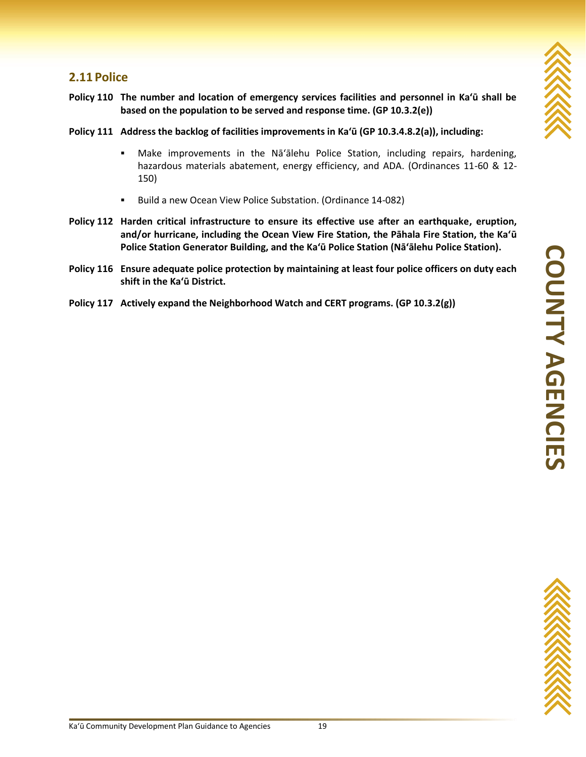## 2.11 Police

**Policy 110** **The number and location of emergency services facilities and personnel in Kaʻū shall be based on the population to be served and response time. (GP 10.3.2(e))**

**Policy 111** **Address the backlog of facilities improvements in Kaʻū (GP 10.3.4.8.2(a)), including:**

- Make improvements in the Nāʻālehu Police Station, including repairs, hardening, hazardous materials abatement, energy efficiency, and ADA. (Ordinances 11-60 & 12-150)
- Build a new Ocean View Police Substation. (Ordinance 14-082)

**Policy 112** **Harden critical infrastructure to ensure its effective use after an earthquake, eruption, and/or hurricane, including the Ocean View Fire Station, the Pāhala Fire Station, the Kaʻū Police Station Generator Building, and the Kaʻū Police Station (Nāʻālehu Police Station).**

**Policy 116** **Ensure adequate police protection by maintaining at least four police officers on duty each shift in the Kaʻū District.**

**Policy 117** **Actively expand the Neighborhood Watch and CERT programs. (GP 10.3.2(g))**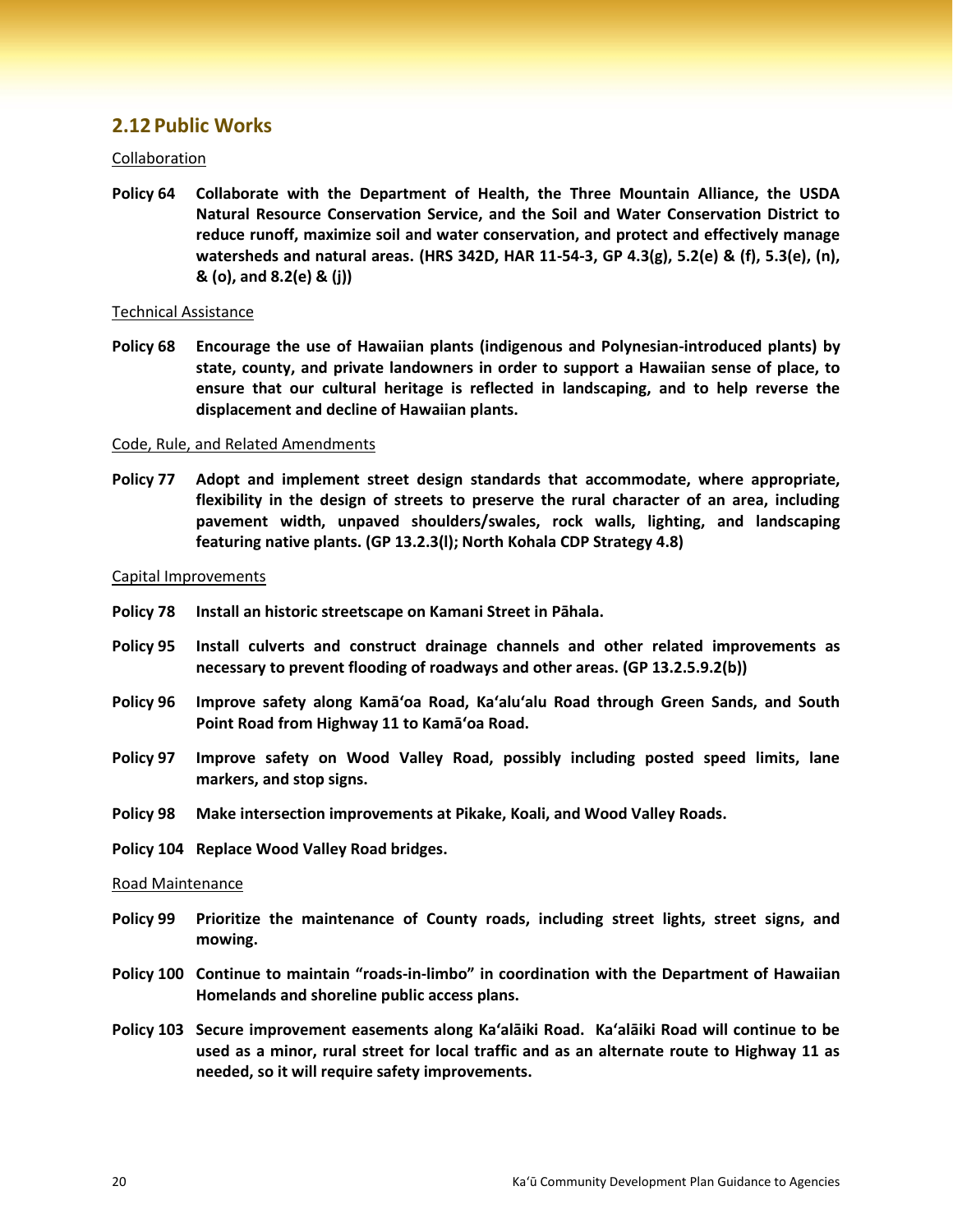## 2.12 Public Works

Collaboration

**Policy 64 Collaborate with the Department of Health, the Three Mountain Alliance, the USDA Natural Resource Conservation Service, and the Soil and Water Conservation District to reduce runoff, maximize soil and water conservation, and protect and effectively manage watersheds and natural areas. (HRS 342D, HAR 11-54-3, GP 4.3(g), 5.2(e) & (f), 5.3(e), (n), & (o), and 8.2(e) & (j))**

Technical Assistance

**Policy 68 Encourage the use of Hawaiian plants (indigenous and Polynesian-introduced plants) by state, county, and private landowners in order to support a Hawaiian sense of place, to ensure that our cultural heritage is reflected in landscaping, and to help reverse the displacement and decline of Hawaiian plants.**

Code, Rule, and Related Amendments

**Policy 77 Adopt and implement street design standards that accommodate, where appropriate, flexibility in the design of streets to preserve the rural character of an area, including pavement width, unpaved shoulders/swales, rock walls, lighting, and landscaping featuring native plants. (GP 13.2.3(l); North Kohala CDP Strategy 4.8)**

Capital Improvements

**Policy 78 Install an historic streetscape on Kamani Street in Pāhala.**

**Policy 95 Install culverts and construct drainage channels and other related improvements as necessary to prevent flooding of roadways and other areas. (GP 13.2.5.9.2(b))**

**Policy 96 Improve safety along Kamāʻoa Road, Kaʻaluʻalu Road through Green Sands, and South Point Road from Highway 11 to Kamāʻoa Road.**

**Policy 97 Improve safety on Wood Valley Road, possibly including posted speed limits, lane markers, and stop signs.**

**Policy 98 Make intersection improvements at Pikake, Koali, and Wood Valley Roads.**

**Policy 104 Replace Wood Valley Road bridges.**

Road Maintenance

**Policy 99 Prioritize the maintenance of County roads, including street lights, street signs, and mowing.**

**Policy 100 Continue to maintain "roads-in-limbo" in coordination with the Department of Hawaiian Homelands and shoreline public access plans.**

**Policy 103 Secure improvement easements along Kaʻalāiki Road. Kaʻalāiki Road will continue to be used as a minor, rural street for local traffic and as an alternate route to Highway 11 as needed, so it will require safety improvements.**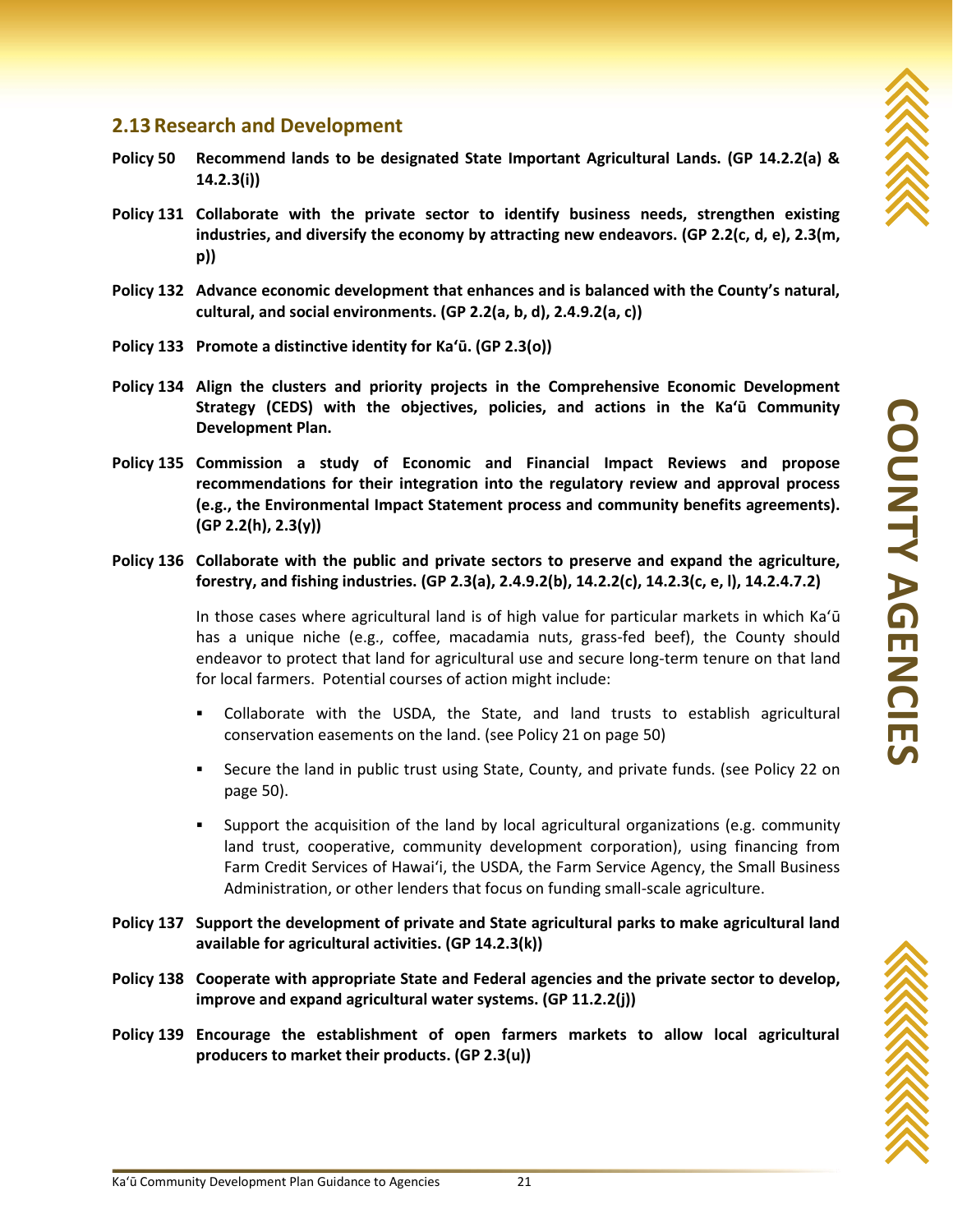## 2.13 Research and Development

**Policy 50 Recommend lands to be designated State Important Agricultural Lands. (GP 14.2.2(a) & 14.2.3(i))**

**Policy 131 Collaborate with the private sector to identify business needs, strengthen existing industries, and diversify the economy by attracting new endeavors. (GP 2.2(c, d, e), 2.3(m, p))**

**Policy 132 Advance economic development that enhances and is balanced with the County's natural, cultural, and social environments. (GP 2.2(a, b, d), 2.4.9.2(a, c))**

**Policy 133 Promote a distinctive identity for Kaʻū. (GP 2.3(o))**

**Policy 134 Align the clusters and priority projects in the Comprehensive Economic Development Strategy (CEDS) with the objectives, policies, and actions in the Kaʻū Community Development Plan.**

**Policy 135 Commission a study of Economic and Financial Impact Reviews and propose recommendations for their integration into the regulatory review and approval process (e.g., the Environmental Impact Statement process and community benefits agreements). (GP 2.2(h), 2.3(y))**

**Policy 136 Collaborate with the public and private sectors to preserve and expand the agriculture, forestry, and fishing industries. (GP 2.3(a), 2.4.9.2(b), 14.2.2(c), 14.2.3(c, e, l), 14.2.4.7.2)**

In those cases where agricultural land is of high value for particular markets in which Kaʻū has a unique niche (e.g., coffee, macadamia nuts, grass-fed beef), the County should endeavor to protect that land for agricultural use and secure long-term tenure on that land for local farmers. Potential courses of action might include:

- Collaborate with the USDA, the State, and land trusts to establish agricultural conservation easements on the land. (see Policy 21 on page 50)
- Secure the land in public trust using State, County, and private funds. (see Policy 22 on page 50).
- Support the acquisition of the land by local agricultural organizations (e.g. community land trust, cooperative, community development corporation), using financing from Farm Credit Services of Hawaiʻi, the USDA, the Farm Service Agency, the Small Business Administration, or other lenders that focus on funding small-scale agriculture.

**Policy 137 Support the development of private and State agricultural parks to make agricultural land available for agricultural activities. (GP 14.2.3(k))**

**Policy 138 Cooperate with appropriate State and Federal agencies and the private sector to develop, improve and expand agricultural water systems. (GP 11.2.2(j))**

**Policy 139 Encourage the establishment of open farmers markets to allow local agricultural producers to market their products. (GP 2.3(u))**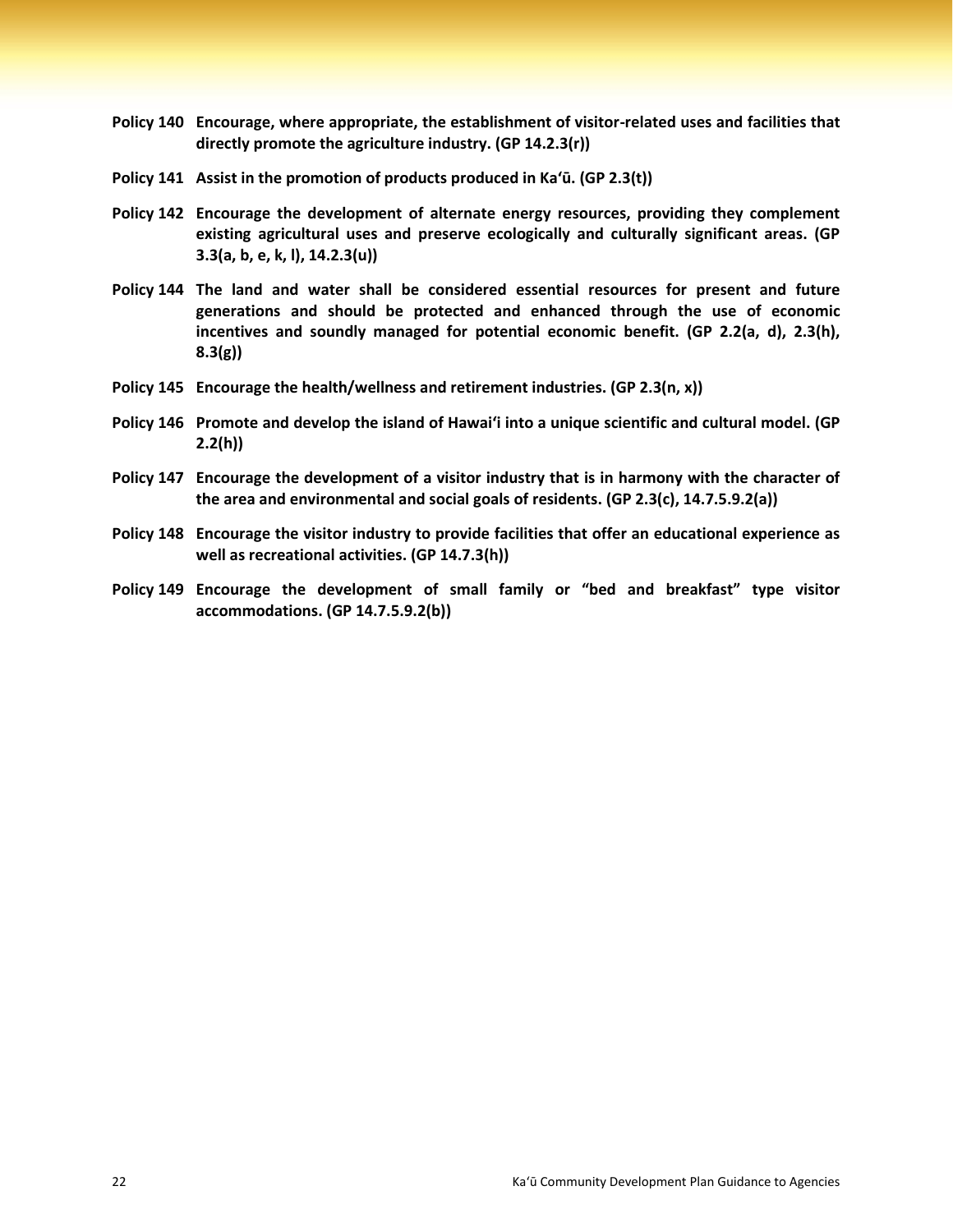**Policy 140** **Encourage, where appropriate, the establishment of visitor-related uses and facilities that directly promote the agriculture industry. (GP 14.2.3(r))**

**Policy 141** **Assist in the promotion of products produced in Kaʻū. (GP 2.3(t))**

**Policy 142** **Encourage the development of alternate energy resources, providing they complement existing agricultural uses and preserve ecologically and culturally significant areas. (GP 3.3(a, b, e, k, l), 14.2.3(u))**

**Policy 144** **The land and water shall be considered essential resources for present and future generations and should be protected and enhanced through the use of economic incentives and soundly managed for potential economic benefit. (GP 2.2(a, d), 2.3(h), 8.3(g))**

**Policy 145** **Encourage the health/wellness and retirement industries. (GP 2.3(n, x))**

**Policy 146** **Promote and develop the island of Hawaiʻi into a unique scientific and cultural model. (GP 2.2(h))**

**Policy 147** **Encourage the development of a visitor industry that is in harmony with the character of the area and environmental and social goals of residents. (GP 2.3(c), 14.7.5.9.2(a))**

**Policy 148** **Encourage the visitor industry to provide facilities that offer an educational experience as well as recreational activities. (GP 14.7.3(h))**

**Policy 149** **Encourage the development of small family or "bed and breakfast" type visitor accommodations. (GP 14.7.5.9.2(b))**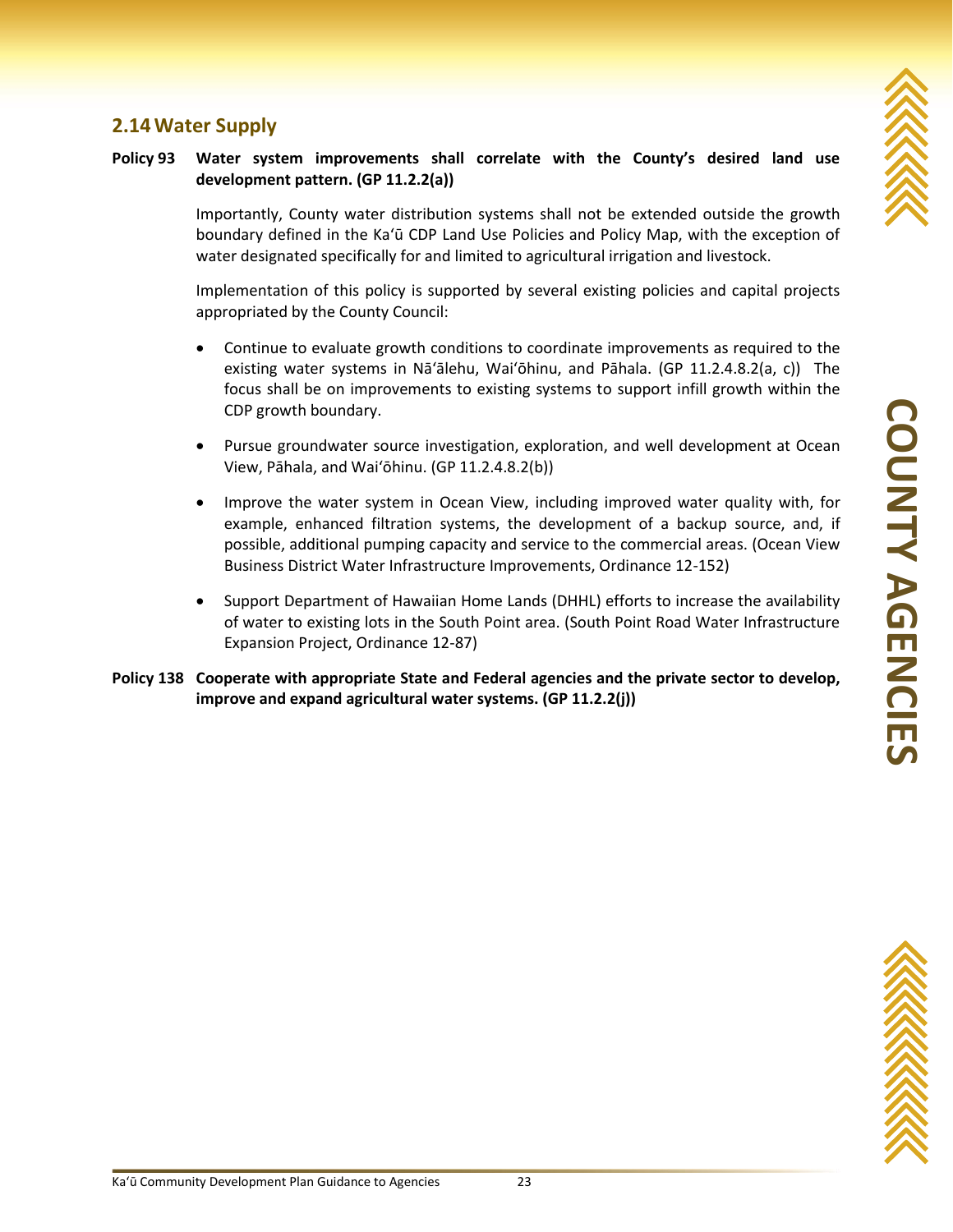## 2.14 Water Supply

**Policy 93 Water system improvements shall correlate with the County's desired land use development pattern. (GP 11.2.2(a))**

Importantly, County water distribution systems shall not be extended outside the growth boundary defined in the Kaʻū CDP Land Use Policies and Policy Map, with the exception of water designated specifically for and limited to agricultural irrigation and livestock.

Implementation of this policy is supported by several existing policies and capital projects appropriated by the County Council:

- Continue to evaluate growth conditions to coordinate improvements as required to the existing water systems in Nāʻālehu, Waiʻōhinu, and Pāhala. (GP 11.2.4.8.2(a, c)) The focus shall be on improvements to existing systems to support infill growth within the CDP growth boundary.
- Pursue groundwater source investigation, exploration, and well development at Ocean View, Pāhala, and Waiʻōhinu. (GP 11.2.4.8.2(b))
- Improve the water system in Ocean View, including improved water quality with, for example, enhanced filtration systems, the development of a backup source, and, if possible, additional pumping capacity and service to the commercial areas. (Ocean View Business District Water Infrastructure Improvements, Ordinance 12-152)
- Support Department of Hawaiian Home Lands (DHHL) efforts to increase the availability of water to existing lots in the South Point area. (South Point Road Water Infrastructure Expansion Project, Ordinance 12-87)

**Policy 138 Cooperate with appropriate State and Federal agencies and the private sector to develop, improve and expand agricultural water systems. (GP 11.2.2(j))**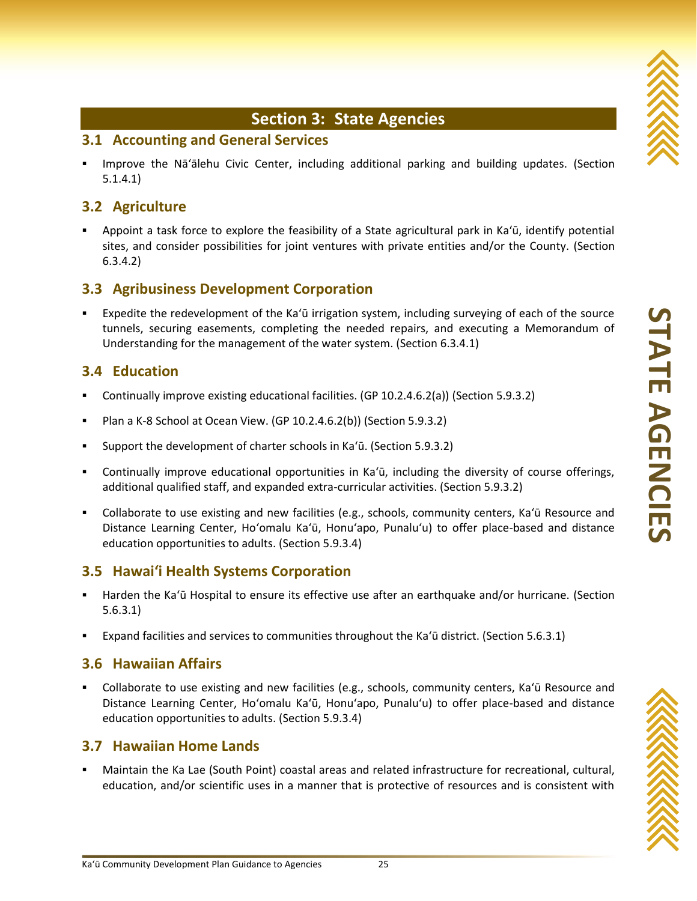# Section 3: State Agencies

## 3.1 Accounting and General Services

- Improve the Nāʻālehu Civic Center, including additional parking and building updates. (Section 5.1.4.1)

## 3.2 Agriculture

- Appoint a task force to explore the feasibility of a State agricultural park in Kaʻū, identify potential sites, and consider possibilities for joint ventures with private entities and/or the County. (Section 6.3.4.2)

## 3.3 Agribusiness Development Corporation

- Expedite the redevelopment of the Kaʻū irrigation system, including surveying of each of the source tunnels, securing easements, completing the needed repairs, and executing a Memorandum of Understanding for the management of the water system. (Section 6.3.4.1)

## 3.4 Education

- Continually improve existing educational facilities. (GP 10.2.4.6.2(a)) (Section 5.9.3.2)
- Plan a K-8 School at Ocean View. (GP 10.2.4.6.2(b)) (Section 5.9.3.2)
- Support the development of charter schools in Kaʻū. (Section 5.9.3.2)
- Continually improve educational opportunities in Kaʻū, including the diversity of course offerings, additional qualified staff, and expanded extra-curricular activities. (Section 5.9.3.2)
- Collaborate to use existing and new facilities (e.g., schools, community centers, Kaʻū Resource and Distance Learning Center, Hoʻomalu Kaʻū, Honuʻapo, Punaluʻu) to offer place-based and distance education opportunities to adults. (Section 5.9.3.4)

## 3.5 Hawaiʻi Health Systems Corporation

- Harden the Kaʻū Hospital to ensure its effective use after an earthquake and/or hurricane. (Section 5.6.3.1)
- Expand facilities and services to communities throughout the Kaʻū district. (Section 5.6.3.1)

## 3.6 Hawaiian Affairs

- Collaborate to use existing and new facilities (e.g., schools, community centers, Kaʻū Resource and Distance Learning Center, Hoʻomalu Kaʻū, Honuʻapo, Punaluʻu) to offer place-based and distance education opportunities to adults. (Section 5.9.3.4)

## 3.7 Hawaiian Home Lands

- Maintain the Ka Lae (South Point) coastal areas and related infrastructure for recreational, cultural, education, and/or scientific uses in a manner that is protective of resources and is consistent with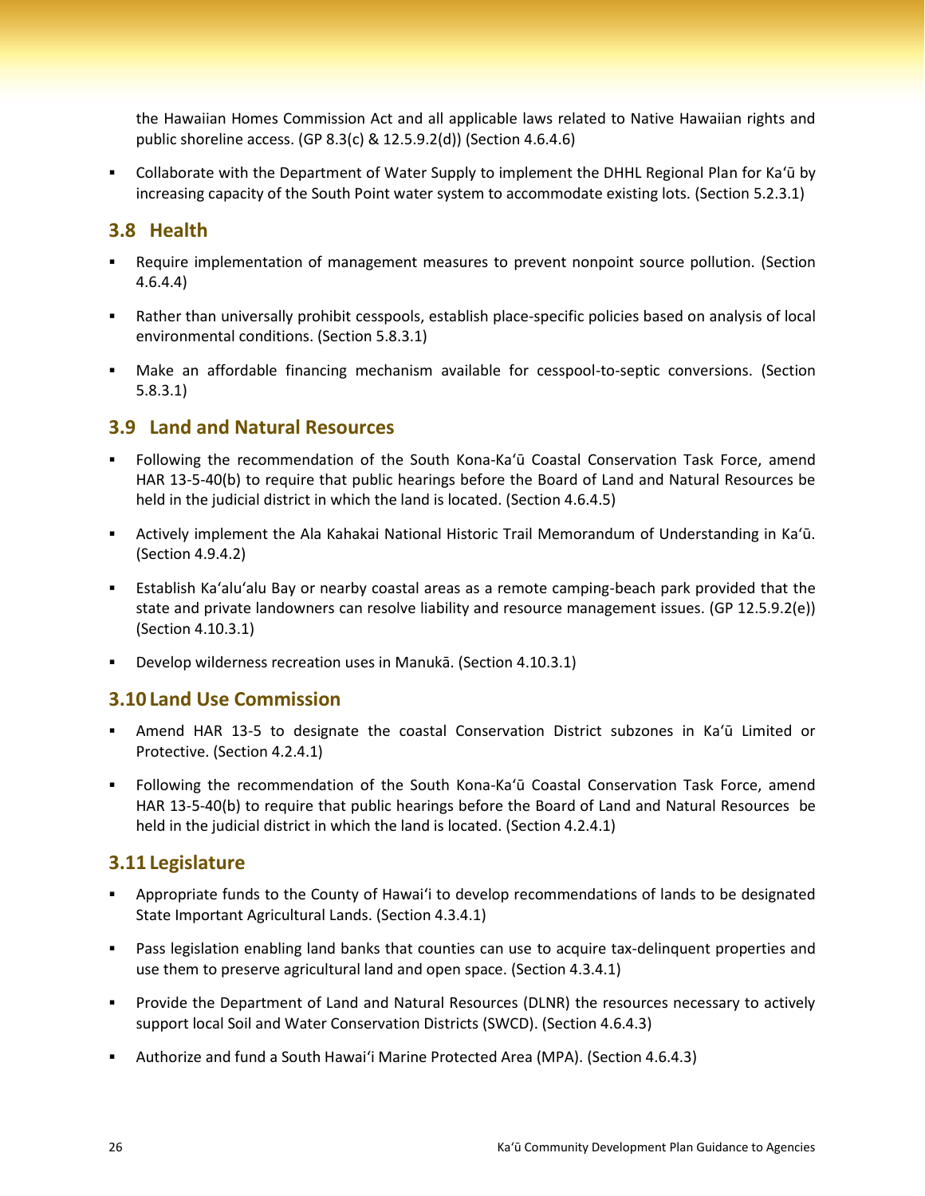the Hawaiian Homes Commission Act and all applicable laws related to Native Hawaiian rights and public shoreline access. (GP 8.3(c) & 12.5.9.2(d)) (Section 4.6.4.6)

- Collaborate with the Department of Water Supply to implement the DHHL Regional Plan for Kaʻū by increasing capacity of the South Point water system to accommodate existing lots. (Section 5.2.3.1)

## 3.8 Health

- Require implementation of management measures to prevent nonpoint source pollution. (Section 4.6.4.4)
- Rather than universally prohibit cesspools, establish place-specific policies based on analysis of local environmental conditions. (Section 5.8.3.1)
- Make an affordable financing mechanism available for cesspool-to-septic conversions. (Section 5.8.3.1)

## 3.9 Land and Natural Resources

- Following the recommendation of the South Kona-Kaʻū Coastal Conservation Task Force, amend HAR 13-5-40(b) to require that public hearings before the Board of Land and Natural Resources be held in the judicial district in which the land is located. (Section 4.6.4.5)
- Actively implement the Ala Kahakai National Historic Trail Memorandum of Understanding in Kaʻū. (Section 4.9.4.2)
- Establish Kaʻaluʻalu Bay or nearby coastal areas as a remote camping-beach park provided that the state and private landowners can resolve liability and resource management issues. (GP 12.5.9.2(e)) (Section 4.10.3.1)
- Develop wilderness recreation uses in Manukā. (Section 4.10.3.1)

## 3.10 Land Use Commission

- Amend HAR 13-5 to designate the coastal Conservation District subzones in Kaʻū Limited or Protective. (Section 4.2.4.1)
- Following the recommendation of the South Kona-Kaʻū Coastal Conservation Task Force, amend HAR 13-5-40(b) to require that public hearings before the Board of Land and Natural Resources be held in the judicial district in which the land is located. (Section 4.2.4.1)

## 3.11 Legislature

- Appropriate funds to the County of Hawaiʻi to develop recommendations of lands to be designated State Important Agricultural Lands. (Section 4.3.4.1)
- Pass legislation enabling land banks that counties can use to acquire tax-delinquent properties and use them to preserve agricultural land and open space. (Section 4.3.4.1)
- Provide the Department of Land and Natural Resources (DLNR) the resources necessary to actively support local Soil and Water Conservation Districts (SWCD). (Section 4.6.4.3)
- Authorize and fund a South Hawaiʻi Marine Protected Area (MPA). (Section 4.6.4.3)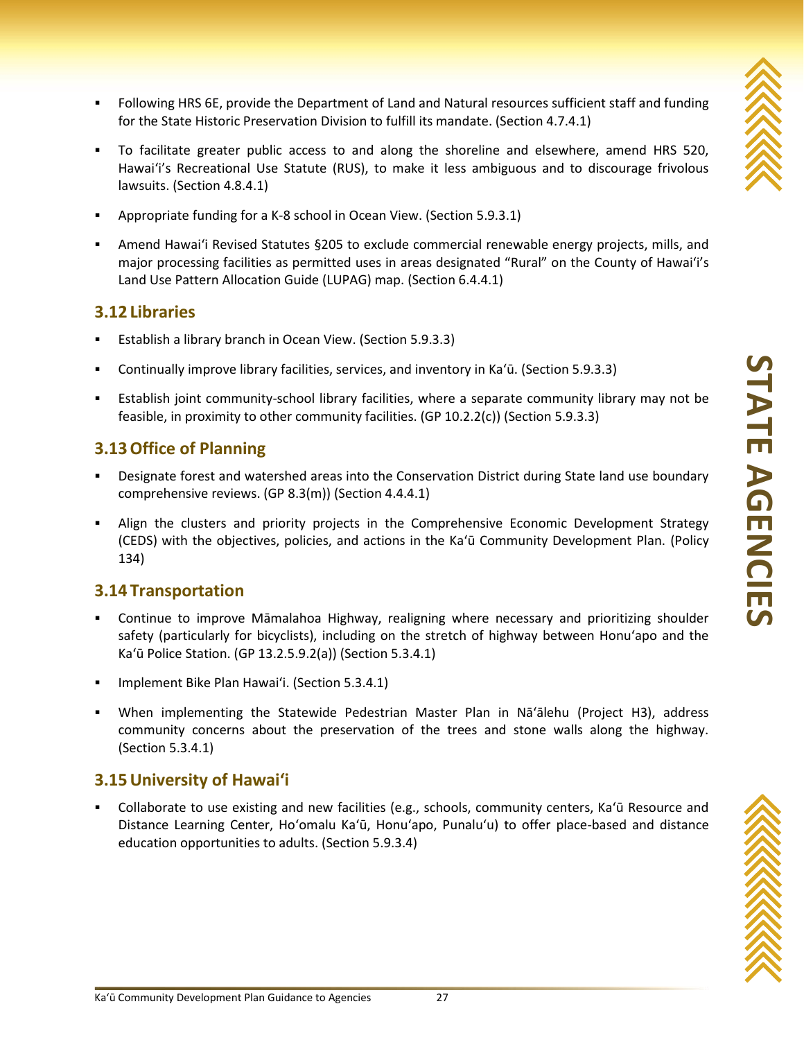- Following HRS 6E, provide the Department of Land and Natural resources sufficient staff and funding for the State Historic Preservation Division to fulfill its mandate. (Section 4.7.4.1)
- To facilitate greater public access to and along the shoreline and elsewhere, amend HRS 520, Hawaiʻi's Recreational Use Statute (RUS), to make it less ambiguous and to discourage frivolous lawsuits. (Section 4.8.4.1)
- Appropriate funding for a K-8 school in Ocean View. (Section 5.9.3.1)
- Amend Hawaiʻi Revised Statutes §205 to exclude commercial renewable energy projects, mills, and major processing facilities as permitted uses in areas designated "Rural" on the County of Hawaiʻi's Land Use Pattern Allocation Guide (LUPAG) map. (Section 6.4.4.1)

## 3.12 Libraries

- Establish a library branch in Ocean View. (Section 5.9.3.3)
- Continually improve library facilities, services, and inventory in Kaʻū. (Section 5.9.3.3)
- Establish joint community-school library facilities, where a separate community library may not be feasible, in proximity to other community facilities. (GP 10.2.2(c)) (Section 5.9.3.3)

## 3.13 Office of Planning

- Designate forest and watershed areas into the Conservation District during State land use boundary comprehensive reviews. (GP 8.3(m)) (Section 4.4.4.1)
- Align the clusters and priority projects in the Comprehensive Economic Development Strategy (CEDS) with the objectives, policies, and actions in the Kaʻū Community Development Plan. (Policy 134)

## 3.14 Transportation

- Continue to improve Māmalahoa Highway, realigning where necessary and prioritizing shoulder safety (particularly for bicyclists), including on the stretch of highway between Honuʻapo and the Kaʻū Police Station. (GP 13.2.5.9.2(a)) (Section 5.3.4.1)
- Implement Bike Plan Hawaiʻi. (Section 5.3.4.1)
- When implementing the Statewide Pedestrian Master Plan in Nāʻālehu (Project H3), address community concerns about the preservation of the trees and stone walls along the highway. (Section 5.3.4.1)

## 3.15 University of Hawaiʻi

- Collaborate to use existing and new facilities (e.g., schools, community centers, Kaʻū Resource and Distance Learning Center, Hoʻomalu Kaʻū, Honuʻapo, Punaluʻu) to offer place-based and distance education opportunities to adults. (Section 5.9.3.4)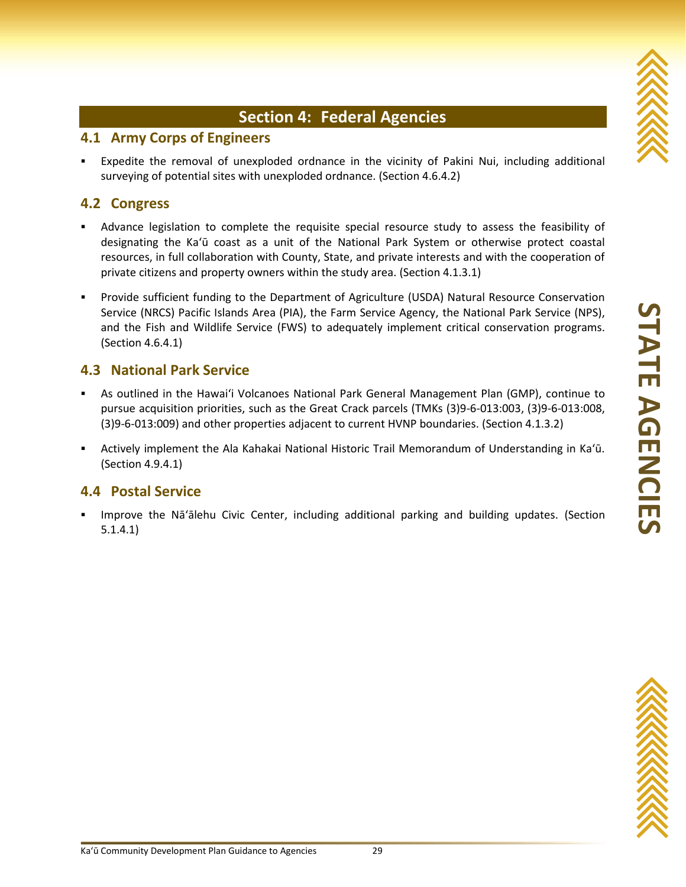# Section 4: Federal Agencies

## 4.1 Army Corps of Engineers

- Expedite the removal of unexploded ordnance in the vicinity of Pakini Nui, including additional surveying of potential sites with unexploded ordnance. (Section 4.6.4.2)

## 4.2 Congress

- Advance legislation to complete the requisite special resource study to assess the feasibility of designating the Kaʻū coast as a unit of the National Park System or otherwise protect coastal resources, in full collaboration with County, State, and private interests and with the cooperation of private citizens and property owners within the study area. (Section 4.1.3.1)
- Provide sufficient funding to the Department of Agriculture (USDA) Natural Resource Conservation Service (NRCS) Pacific Islands Area (PIA), the Farm Service Agency, the National Park Service (NPS), and the Fish and Wildlife Service (FWS) to adequately implement critical conservation programs. (Section 4.6.4.1)

## 4.3 National Park Service

- As outlined in the Hawaiʻi Volcanoes National Park General Management Plan (GMP), continue to pursue acquisition priorities, such as the Great Crack parcels (TMKs (3)9-6-013:003, (3)9-6-013:008, (3)9-6-013:009) and other properties adjacent to current HVNP boundaries. (Section 4.1.3.2)
- Actively implement the Ala Kahakai National Historic Trail Memorandum of Understanding in Kaʻū. (Section 4.9.4.1)

## 4.4 Postal Service

- Improve the Nāʻālehu Civic Center, including additional parking and building updates. (Section 5.1.4.1)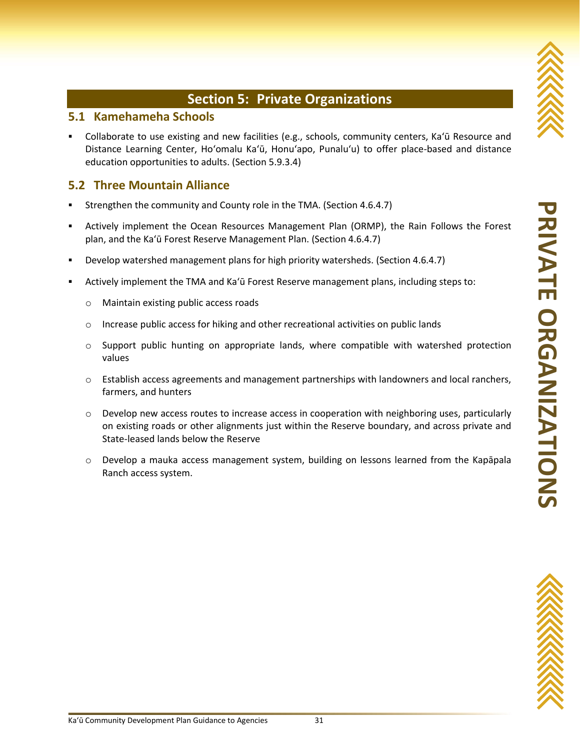# Section 5: Private Organizations

## 5.1 Kamehameha Schools

- Collaborate to use existing and new facilities (e.g., schools, community centers, Ka'ū Resource and Distance Learning Center, Ho'omalu Ka'ū, Honu'apo, Punalu'u) to offer place-based and distance education opportunities to adults. (Section 5.9.3.4)

## 5.2 Three Mountain Alliance

- Strengthen the community and County role in the TMA. (Section 4.6.4.7)
- Actively implement the Ocean Resources Management Plan (ORMP), the Rain Follows the Forest plan, and the Ka'ū Forest Reserve Management Plan. (Section 4.6.4.7)
- Develop watershed management plans for high priority watersheds. (Section 4.6.4.7)
- Actively implement the TMA and Ka'ū Forest Reserve management plans, including steps to:
  - Maintain existing public access roads
  - Increase public access for hiking and other recreational activities on public lands
  - Support public hunting on appropriate lands, where compatible with watershed protection values
  - Establish access agreements and management partnerships with landowners and local ranchers, farmers, and hunters
  - Develop new access routes to increase access in cooperation with neighboring uses, particularly on existing roads or other alignments just within the Reserve boundary, and across private and State-leased lands below the Reserve
  - Develop a mauka access management system, building on lessons learned from the Kapāpala Ranch access system.